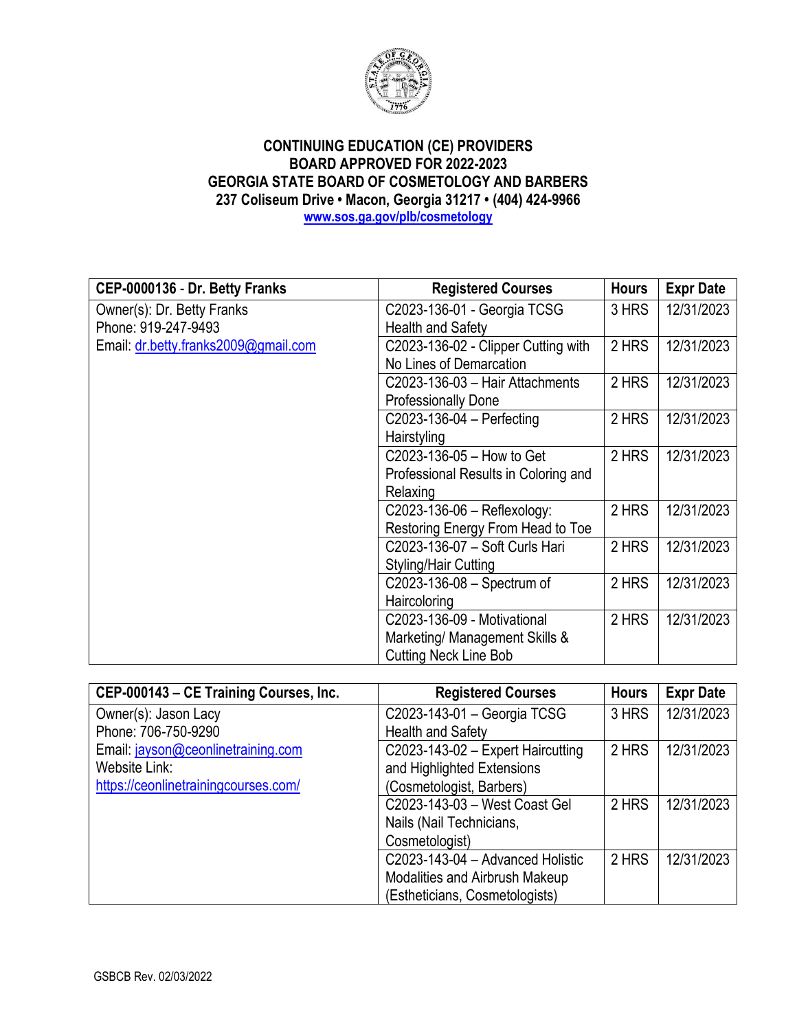**CONTINUING EDUCATION (CE) PROVIDERS**
**BOARD APPROVED FOR 2022-2023**
**GEORGIA STATE BOARD OF COSMETOLOGY AND BARBERS**
**237 Coliseum Drive • Macon, Georgia 31217 • (404) 424-9966**
**www.sos.ga.gov/plb/cosmetology**

| CEP-0000136 - Dr. Betty Franks | Registered Courses | Hours | Expr Date |
|---|---|---|---|
| Owner(s): Dr. Betty Franks<br>Phone: 919-247-9493<br>Email: dr.betty.franks2009@gmail.com | C2023-136-01 - Georgia TCSG Health and Safety | 3 HRS | 12/31/2023 |
| | C2023-136-02 - Clipper Cutting with No Lines of Demarcation | 2 HRS | 12/31/2023 |
| | C2023-136-03 – Hair Attachments Professionally Done | 2 HRS | 12/31/2023 |
| | C2023-136-04 – Perfecting Hairstyling | 2 HRS | 12/31/2023 |
| | C2023-136-05 – How to Get Professional Results in Coloring and Relaxing | 2 HRS | 12/31/2023 |
| | C2023-136-06 – Reflexology: Restoring Energy From Head to Toe | 2 HRS | 12/31/2023 |
| | C2023-136-07 – Soft Curls Hari Styling/Hair Cutting | 2 HRS | 12/31/2023 |
| | C2023-136-08 – Spectrum of Haircoloring | 2 HRS | 12/31/2023 |
| | C2023-136-09 - Motivational Marketing/ Management Skills & Cutting Neck Line Bob | 2 HRS | 12/31/2023 |

| CEP-000143 – CE Training Courses, Inc. | Registered Courses | Hours | Expr Date |
|---|---|---|---|
| Owner(s): Jason Lacy<br>Phone: 706-750-9290<br>Email: jayson@ceonlinetraining.com<br>Website Link:<br>https://ceonlinetrainingcourses.com/ | C2023-143-01 – Georgia TCSG Health and Safety | 3 HRS | 12/31/2023 |
| | C2023-143-02 – Expert Haircutting and Highlighted Extensions (Cosmetologist, Barbers) | 2 HRS | 12/31/2023 |
| | C2023-143-03 – West Coast Gel Nails (Nail Technicians, Cosmetologist) | 2 HRS | 12/31/2023 |
| | C2023-143-04 – Advanced Holistic Modalities and Airbrush Makeup (Estheticians, Cosmetologists) | 2 HRS | 12/31/2023 |

GSBCB Rev. 02/03/2022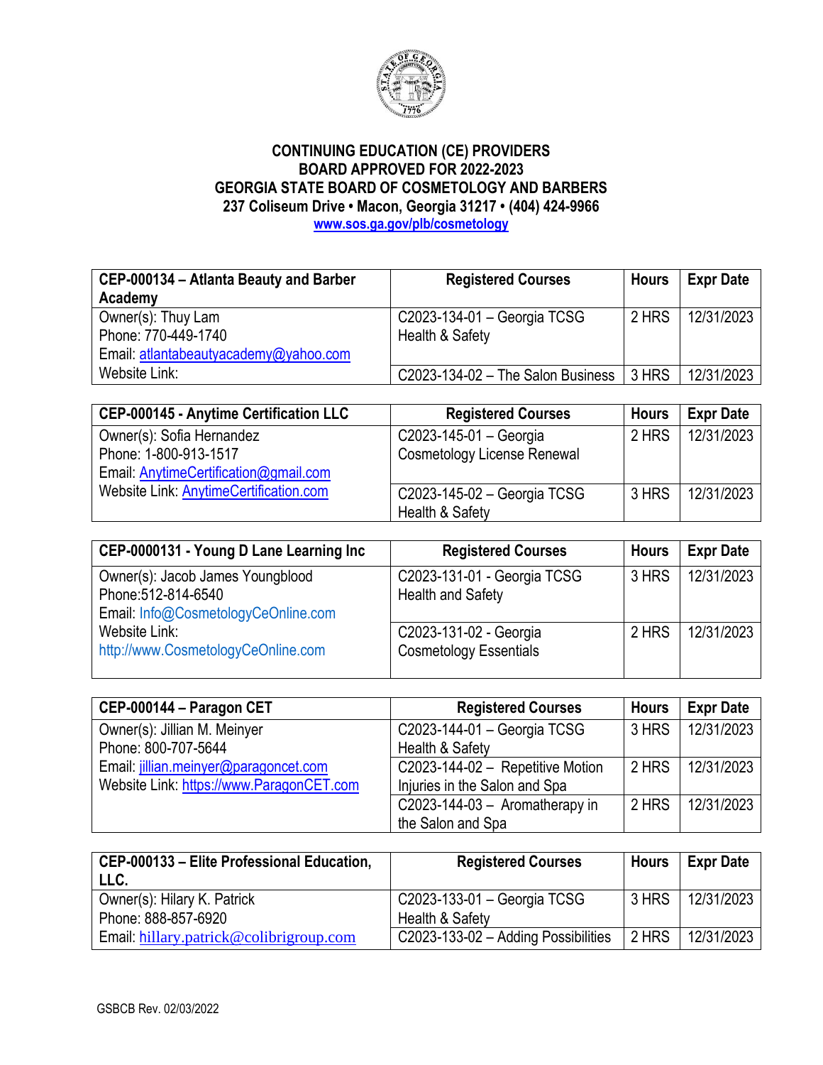**CONTINUING EDUCATION (CE) PROVIDERS**
**BOARD APPROVED FOR 2022-2023**
**GEORGIA STATE BOARD OF COSMETOLOGY AND BARBERS**
**237 Coliseum Drive • Macon, Georgia 31217 • (404) 424-9966**
**www.sos.ga.gov/plb/cosmetology**

| CEP-000134 – Atlanta Beauty and Barber Academy | Registered Courses | Hours | Expr Date |
|---|---|---|---|
| Owner(s): Thuy Lam<br>Phone: 770-449-1740<br>Email: atlantabeautyacademy@yahoo.com<br>Website Link: | C2023-134-01 – Georgia TCSG Health & Safety | 2 HRS | 12/31/2023 |
| | C2023-134-02 – The Salon Business | 3 HRS | 12/31/2023 |

| CEP-000145 - Anytime Certification LLC | Registered Courses | Hours | Expr Date |
|---|---|---|---|
| Owner(s): Sofia Hernandez<br>Phone: 1-800-913-1517<br>Email: AnytimeCertification@gmail.com<br>Website Link: AnytimeCertification.com | C2023-145-01 – Georgia Cosmetology License Renewal | 2 HRS | 12/31/2023 |
| | C2023-145-02 – Georgia TCSG Health & Safety | 3 HRS | 12/31/2023 |

| CEP-0000131 - Young D Lane Learning Inc | Registered Courses | Hours | Expr Date |
|---|---|---|---|
| Owner(s): Jacob James Youngblood<br>Phone:512-814-6540<br>Email: Info@CosmetologyCeOnline.com<br>Website Link: http://www.CosmetologyCeOnline.com | C2023-131-01 - Georgia TCSG Health and Safety | 3 HRS | 12/31/2023 |
| | C2023-131-02 - Georgia Cosmetology Essentials | 2 HRS | 12/31/2023 |

| CEP-000144 – Paragon CET | Registered Courses | Hours | Expr Date |
|---|---|---|---|
| Owner(s): Jillian M. Meinyer<br>Phone: 800-707-5644<br>Email: jillian.meinyer@paragoncet.com<br>Website Link: https://www.ParagonCET.com | C2023-144-01 – Georgia TCSG Health & Safety | 3 HRS | 12/31/2023 |
| | C2023-144-02 – Repetitive Motion Injuries in the Salon and Spa | 2 HRS | 12/31/2023 |
| | C2023-144-03 – Aromatherapy in the Salon and Spa | 2 HRS | 12/31/2023 |

| CEP-000133 – Elite Professional Education, LLC. | Registered Courses | Hours | Expr Date |
|---|---|---|---|
| Owner(s): Hilary K. Patrick<br>Phone: 888-857-6920<br>Email: hillary.patrick@colibrigroup.com | C2023-133-01 – Georgia TCSG Health & Safety | 3 HRS | 12/31/2023 |
| | C2023-133-02 – Adding Possibilities | 2 HRS | 12/31/2023 |

GSBCB Rev. 02/03/2022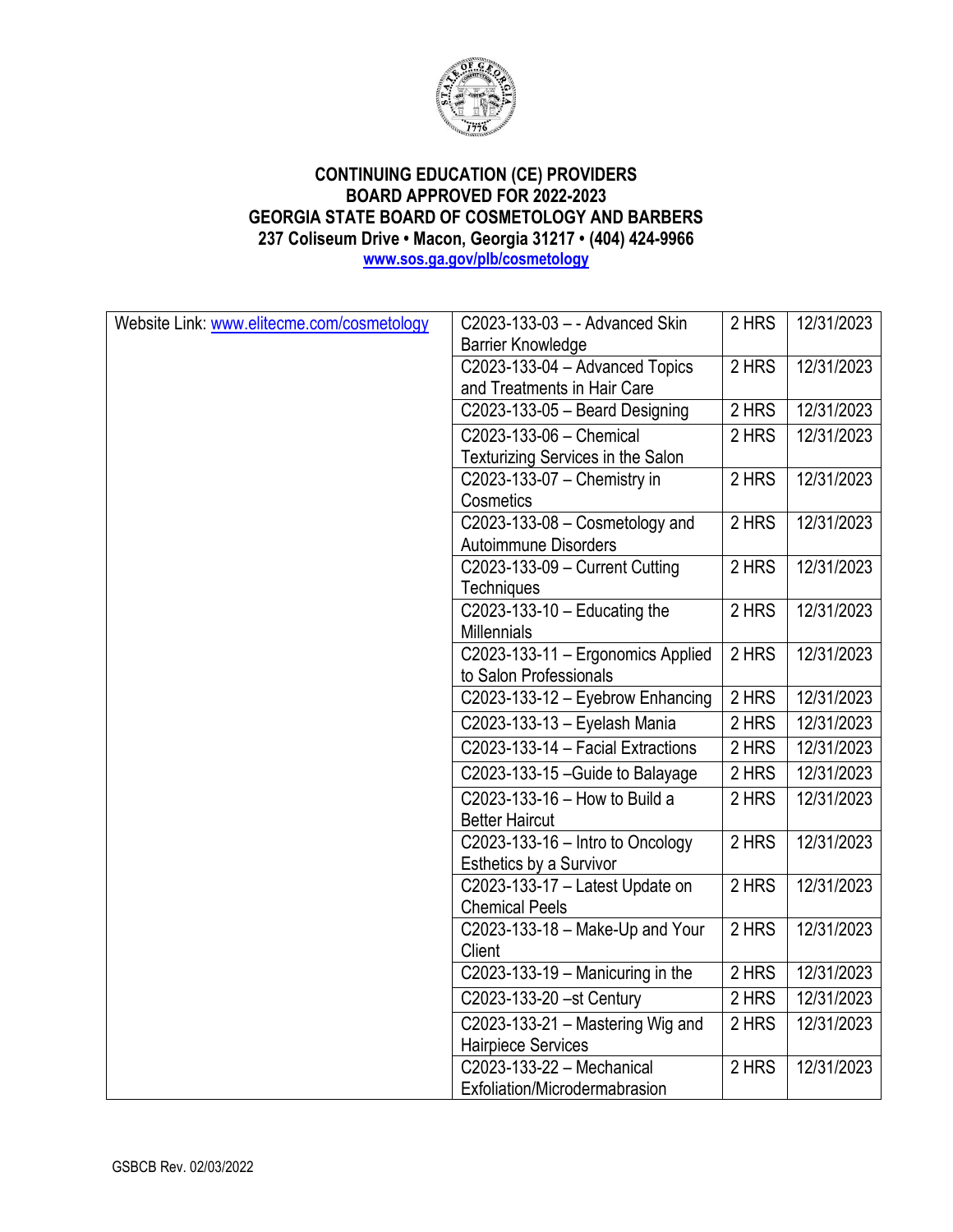**CONTINUING EDUCATION (CE) PROVIDERS**
**BOARD APPROVED FOR 2022-2023**
**GEORGIA STATE BOARD OF COSMETOLOGY AND BARBERS**
**237 Coliseum Drive • Macon, Georgia 31217 • (404) 424-9966**
**www.sos.ga.gov/plb/cosmetology**

| | | | |
|---|---|---|---|
| Website Link: www.elitecme.com/cosmetology | C2023-133-03 – - Advanced Skin Barrier Knowledge | 2 HRS | 12/31/2023 |
| | C2023-133-04 – Advanced Topics and Treatments in Hair Care | 2 HRS | 12/31/2023 |
| | C2023-133-05 – Beard Designing | 2 HRS | 12/31/2023 |
| | C2023-133-06 – Chemical Texturizing Services in the Salon | 2 HRS | 12/31/2023 |
| | C2023-133-07 – Chemistry in Cosmetics | 2 HRS | 12/31/2023 |
| | C2023-133-08 – Cosmetology and Autoimmune Disorders | 2 HRS | 12/31/2023 |
| | C2023-133-09 – Current Cutting Techniques | 2 HRS | 12/31/2023 |
| | C2023-133-10 – Educating the Millennials | 2 HRS | 12/31/2023 |
| | C2023-133-11 – Ergonomics Applied to Salon Professionals | 2 HRS | 12/31/2023 |
| | C2023-133-12 – Eyebrow Enhancing | 2 HRS | 12/31/2023 |
| | C2023-133-13 – Eyelash Mania | 2 HRS | 12/31/2023 |
| | C2023-133-14 – Facial Extractions | 2 HRS | 12/31/2023 |
| | C2023-133-15 –Guide to Balayage | 2 HRS | 12/31/2023 |
| | C2023-133-16 – How to Build a Better Haircut | 2 HRS | 12/31/2023 |
| | C2023-133-16 – Intro to Oncology Esthetics by a Survivor | 2 HRS | 12/31/2023 |
| | C2023-133-17 – Latest Update on Chemical Peels | 2 HRS | 12/31/2023 |
| | C2023-133-18 – Make-Up and Your Client | 2 HRS | 12/31/2023 |
| | C2023-133-19 – Manicuring in the | 2 HRS | 12/31/2023 |
| | C2023-133-20 –st Century | 2 HRS | 12/31/2023 |
| | C2023-133-21 – Mastering Wig and Hairpiece Services | 2 HRS | 12/31/2023 |
| | C2023-133-22 – Mechanical Exfoliation/Microdermabrasion | 2 HRS | 12/31/2023 |

GSBCB Rev. 02/03/2022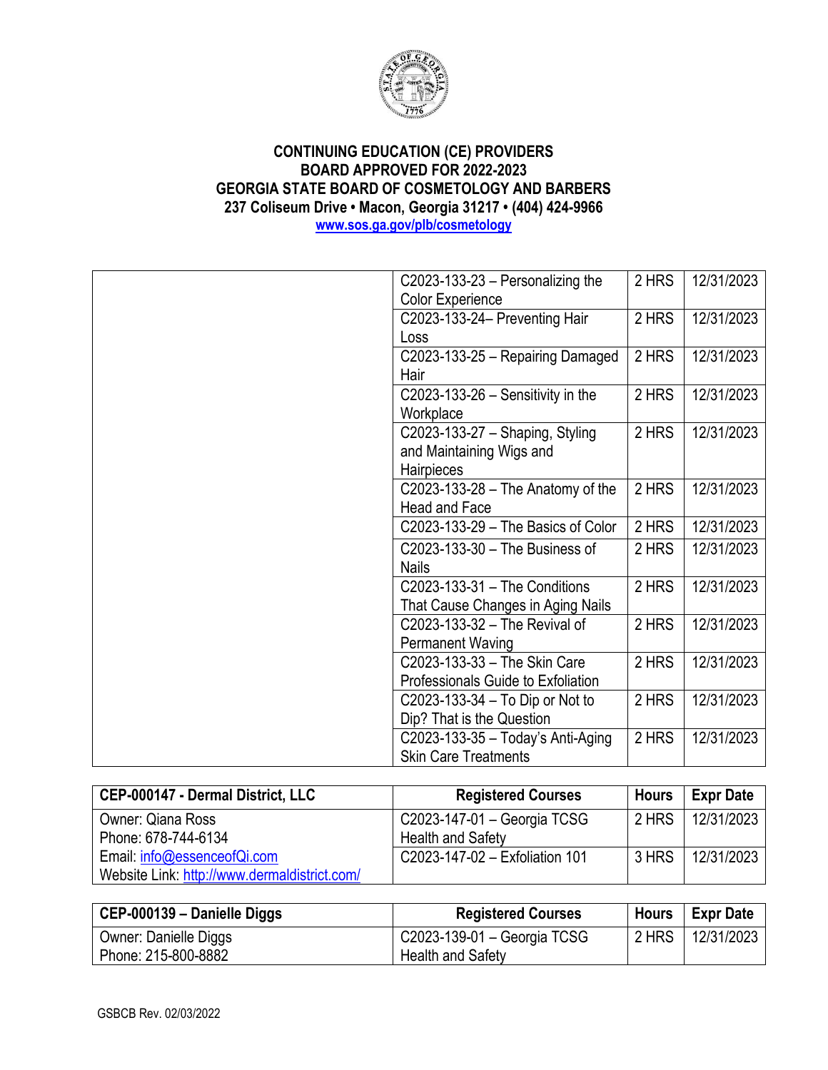**CONTINUING EDUCATION (CE) PROVIDERS**
**BOARD APPROVED FOR 2022-2023**
**GEORGIA STATE BOARD OF COSMETOLOGY AND BARBERS**
**237 Coliseum Drive • Macon, Georgia 31217 • (404) 424-9966**
**www.sos.ga.gov/plb/cosmetology**

| | | | |
|---|---|---|---|
| | C2023-133-23 – Personalizing the Color Experience | 2 HRS | 12/31/2023 |
| | C2023-133-24– Preventing Hair Loss | 2 HRS | 12/31/2023 |
| | C2023-133-25 – Repairing Damaged Hair | 2 HRS | 12/31/2023 |
| | C2023-133-26 – Sensitivity in the Workplace | 2 HRS | 12/31/2023 |
| | C2023-133-27 – Shaping, Styling and Maintaining Wigs and Hairpieces | 2 HRS | 12/31/2023 |
| | C2023-133-28 – The Anatomy of the Head and Face | 2 HRS | 12/31/2023 |
| | C2023-133-29 – The Basics of Color | 2 HRS | 12/31/2023 |
| | C2023-133-30 – The Business of Nails | 2 HRS | 12/31/2023 |
| | C2023-133-31 – The Conditions That Cause Changes in Aging Nails | 2 HRS | 12/31/2023 |
| | C2023-133-32 – The Revival of Permanent Waving | 2 HRS | 12/31/2023 |
| | C2023-133-33 – The Skin Care Professionals Guide to Exfoliation | 2 HRS | 12/31/2023 |
| | C2023-133-34 – To Dip or Not to Dip? That is the Question | 2 HRS | 12/31/2023 |
| | C2023-133-35 – Today's Anti-Aging Skin Care Treatments | 2 HRS | 12/31/2023 |

| CEP-000147 - Dermal District, LLC | Registered Courses | Hours | Expr Date |
|---|---|---|---|
| Owner: Qiana Ross<br>Phone: 678-744-6134<br>Email: info@essenceofQi.com<br>Website Link: http://www.dermaldistrict.com/ | C2023-147-01 – Georgia TCSG Health and Safety | 2 HRS | 12/31/2023 |
| | C2023-147-02 – Exfoliation 101 | 3 HRS | 12/31/2023 |

| CEP-000139 – Danielle Diggs | Registered Courses | Hours | Expr Date |
|---|---|---|---|
| Owner: Danielle Diggs<br>Phone: 215-800-8882 | C2023-139-01 – Georgia TCSG Health and Safety | 2 HRS | 12/31/2023 |

GSBCB Rev. 02/03/2022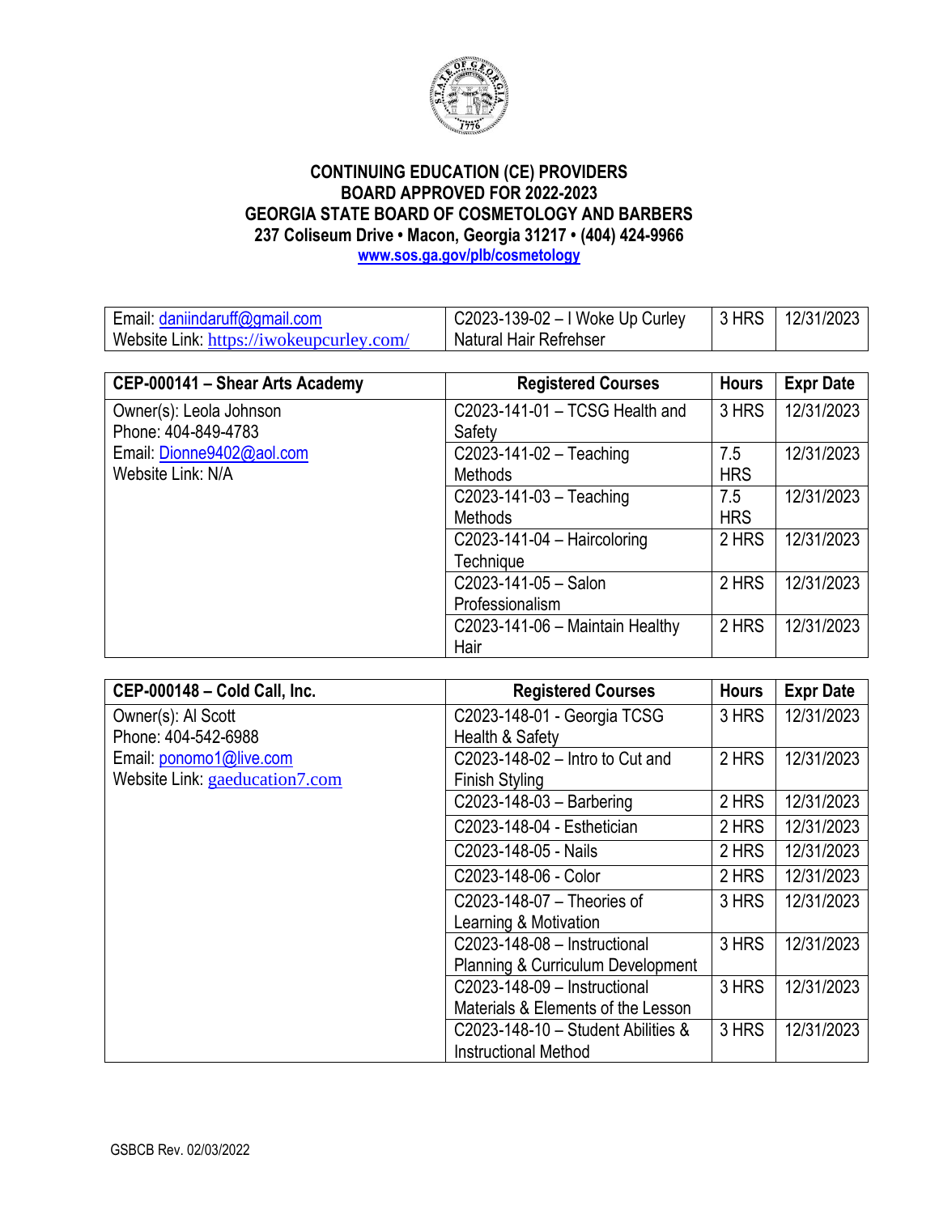**CONTINUING EDUCATION (CE) PROVIDERS**
**BOARD APPROVED FOR 2022-2023**
**GEORGIA STATE BOARD OF COSMETOLOGY AND BARBERS**
**237 Coliseum Drive • Macon, Georgia 31217 • (404) 424-9966**
**www.sos.ga.gov/plb/cosmetology**

| | | | |
|---|---|---|---|
| Email: daniindaruff@gmail.com<br>Website Link: https://iwokeupcurley.com/ | C2023-139-02 – I Woke Up Curley Natural Hair Refrehser | 3 HRS | 12/31/2023 |

| CEP-000141 – Shear Arts Academy | Registered Courses | Hours | Expr Date |
|---|---|---|---|
| Owner(s): Leola Johnson<br>Phone: 404-849-4783<br>Email: Dionne9402@aol.com<br>Website Link: N/A | C2023-141-01 – TCSG Health and Safety | 3 HRS | 12/31/2023 |
| | C2023-141-02 – Teaching Methods | 7.5 HRS | 12/31/2023 |
| | C2023-141-03 – Teaching Methods | 7.5 HRS | 12/31/2023 |
| | C2023-141-04 – Haircoloring Technique | 2 HRS | 12/31/2023 |
| | C2023-141-05 – Salon Professionalism | 2 HRS | 12/31/2023 |
| | C2023-141-06 – Maintain Healthy Hair | 2 HRS | 12/31/2023 |

| CEP-000148 – Cold Call, Inc. | Registered Courses | Hours | Expr Date |
|---|---|---|---|
| Owner(s): Al Scott<br>Phone: 404-542-6988<br>Email: ponomo1@live.com<br>Website Link: gaeducation7.com | C2023-148-01 - Georgia TCSG Health & Safety | 3 HRS | 12/31/2023 |
| | C2023-148-02 – Intro to Cut and Finish Styling | 2 HRS | 12/31/2023 |
| | C2023-148-03 – Barbering | 2 HRS | 12/31/2023 |
| | C2023-148-04 - Esthetician | 2 HRS | 12/31/2023 |
| | C2023-148-05 - Nails | 2 HRS | 12/31/2023 |
| | C2023-148-06 - Color | 2 HRS | 12/31/2023 |
| | C2023-148-07 – Theories of Learning & Motivation | 3 HRS | 12/31/2023 |
| | C2023-148-08 – Instructional Planning & Curriculum Development | 3 HRS | 12/31/2023 |
| | C2023-148-09 – Instructional Materials & Elements of the Lesson | 3 HRS | 12/31/2023 |
| | C2023-148-10 – Student Abilities & Instructional Method | 3 HRS | 12/31/2023 |

GSBCB Rev. 02/03/2022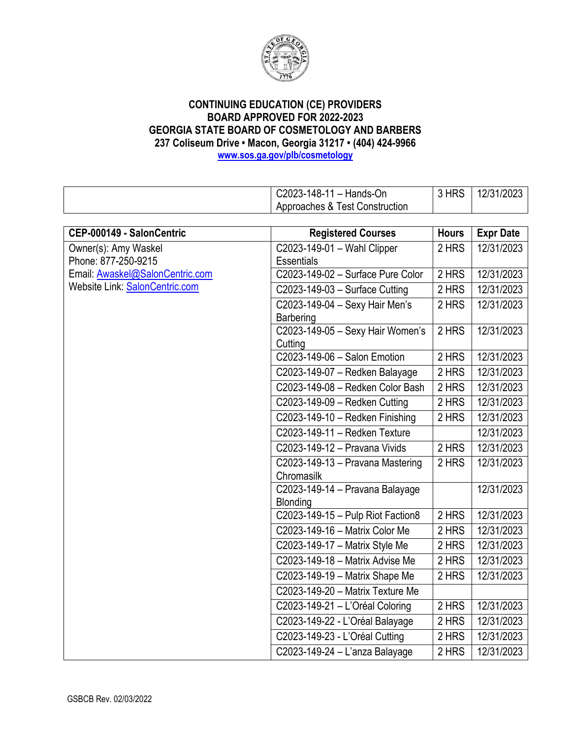**CONTINUING EDUCATION (CE) PROVIDERS**
**BOARD APPROVED FOR 2022-2023**
**GEORGIA STATE BOARD OF COSMETOLOGY AND BARBERS**
**237 Coliseum Drive • Macon, Georgia 31217 • (404) 424-9966**
**www.sos.ga.gov/plb/cosmetology**

| | | | |
|---|---|---|---|
| | C2023-148-11 – Hands-On Approaches & Test Construction | 3 HRS | 12/31/2023 |

| CEP-000149 - SalonCentric | Registered Courses | Hours | Expr Date |
|---|---|---|---|
| Owner(s): Amy Waskel<br>Phone: 877-250-9215<br>Email: Awaskel@SalonCentric.com<br>Website Link: SalonCentric.com | C2023-149-01 – Wahl Clipper Essentials | 2 HRS | 12/31/2023 |
| | C2023-149-02 – Surface Pure Color | 2 HRS | 12/31/2023 |
| | C2023-149-03 – Surface Cutting | 2 HRS | 12/31/2023 |
| | C2023-149-04 – Sexy Hair Men's Barbering | 2 HRS | 12/31/2023 |
| | C2023-149-05 – Sexy Hair Women's Cutting | 2 HRS | 12/31/2023 |
| | C2023-149-06 – Salon Emotion | 2 HRS | 12/31/2023 |
| | C2023-149-07 – Redken Balayage | 2 HRS | 12/31/2023 |
| | C2023-149-08 – Redken Color Bash | 2 HRS | 12/31/2023 |
| | C2023-149-09 – Redken Cutting | 2 HRS | 12/31/2023 |
| | C2023-149-10 – Redken Finishing | 2 HRS | 12/31/2023 |
| | C2023-149-11 – Redken Texture | | 12/31/2023 |
| | C2023-149-12 – Pravana Vivids | 2 HRS | 12/31/2023 |
| | C2023-149-13 – Pravana Mastering Chromasilk | 2 HRS | 12/31/2023 |
| | C2023-149-14 – Pravana Balayage Blonding | | 12/31/2023 |
| | C2023-149-15 – Pulp Riot Faction8 | 2 HRS | 12/31/2023 |
| | C2023-149-16 – Matrix Color Me | 2 HRS | 12/31/2023 |
| | C2023-149-17 – Matrix Style Me | 2 HRS | 12/31/2023 |
| | C2023-149-18 – Matrix Advise Me | 2 HRS | 12/31/2023 |
| | C2023-149-19 – Matrix Shape Me | 2 HRS | 12/31/2023 |
| | C2023-149-20 – Matrix Texture Me | | |
| | C2023-149-21 – L'Oréal Coloring | 2 HRS | 12/31/2023 |
| | C2023-149-22 - L'Oréal Balayage | 2 HRS | 12/31/2023 |
| | C2023-149-23 - L'Oréal Cutting | 2 HRS | 12/31/2023 |
| | C2023-149-24 – L'anza Balayage | 2 HRS | 12/31/2023 |

GSBCB Rev. 02/03/2022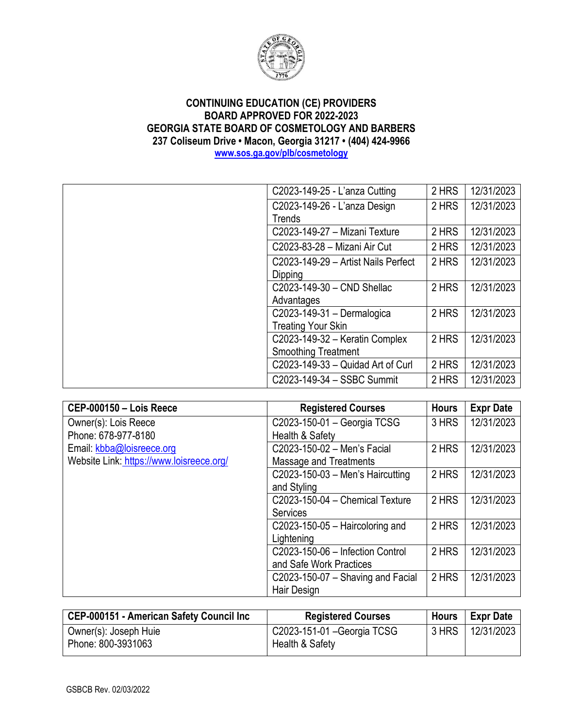**CONTINUING EDUCATION (CE) PROVIDERS**
**BOARD APPROVED FOR 2022-2023**
**GEORGIA STATE BOARD OF COSMETOLOGY AND BARBERS**
**237 Coliseum Drive • Macon, Georgia 31217 • (404) 424-9966**
[www.sos.ga.gov/plb/cosmetology](http://www.sos.ga.gov/plb/cosmetology)

| | | | |
|---|---|---|---|
| | C2023-149-25 - L'anza Cutting | 2 HRS | 12/31/2023 |
| | C2023-149-26 - L'anza Design Trends | 2 HRS | 12/31/2023 |
| | C2023-149-27 – Mizani Texture | 2 HRS | 12/31/2023 |
| | C2023-83-28 – Mizani Air Cut | 2 HRS | 12/31/2023 |
| | C2023-149-29 – Artist Nails Perfect Dipping | 2 HRS | 12/31/2023 |
| | C2023-149-30 – CND Shellac Advantages | 2 HRS | 12/31/2023 |
| | C2023-149-31 – Dermalogica Treating Your Skin | 2 HRS | 12/31/2023 |
| | C2023-149-32 – Keratin Complex Smoothing Treatment | 2 HRS | 12/31/2023 |
| | C2023-149-33 – Quidad Art of Curl | 2 HRS | 12/31/2023 |
| | C2023-149-34 – SSBC Summit | 2 HRS | 12/31/2023 |

| CEP-000150 – Lois Reece | Registered Courses | Hours | Expr Date |
|---|---|---|---|
| Owner(s): Lois Reece<br>Phone: 678-977-8180<br>Email: kbba@loisreece.org<br>Website Link: https://www.loisreece.org/ | C2023-150-01 – Georgia TCSG Health & Safety | 3 HRS | 12/31/2023 |
| | C2023-150-02 – Men's Facial Massage and Treatments | 2 HRS | 12/31/2023 |
| | C2023-150-03 – Men's Haircutting and Styling | 2 HRS | 12/31/2023 |
| | C2023-150-04 – Chemical Texture Services | 2 HRS | 12/31/2023 |
| | C2023-150-05 – Haircoloring and Lightening | 2 HRS | 12/31/2023 |
| | C2023-150-06 – Infection Control and Safe Work Practices | 2 HRS | 12/31/2023 |
| | C2023-150-07 – Shaving and Facial Hair Design | 2 HRS | 12/31/2023 |

| CEP-000151 - American Safety Council Inc | Registered Courses | Hours | Expr Date |
|---|---|---|---|
| Owner(s): Joseph Huie<br>Phone: 800-3931063 | C2023-151-01 –Georgia TCSG Health & Safety | 3 HRS | 12/31/2023 |

GSBCB Rev. 02/03/2022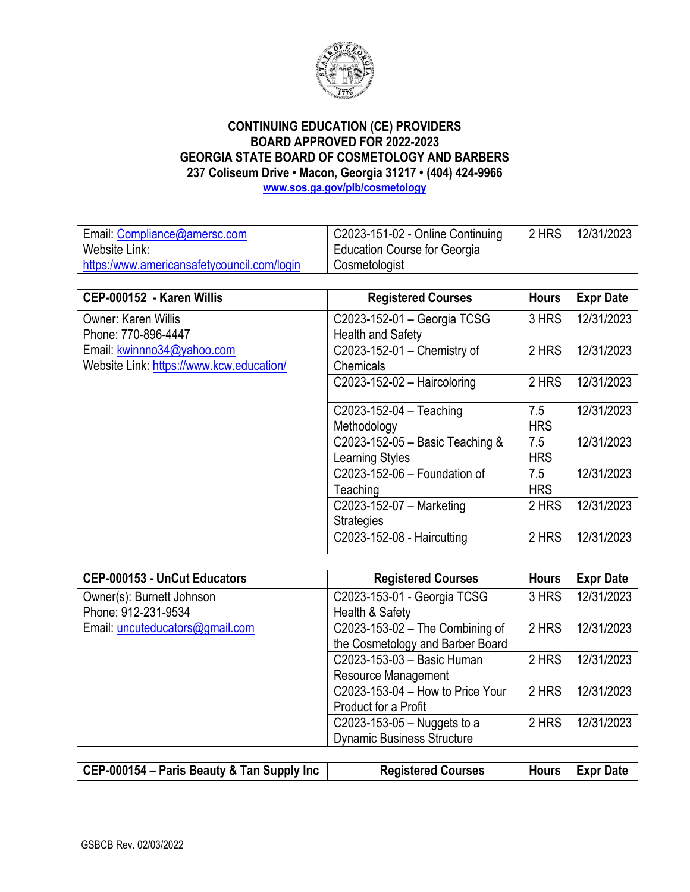**CONTINUING EDUCATION (CE) PROVIDERS**
**BOARD APPROVED FOR 2022-2023**
**GEORGIA STATE BOARD OF COSMETOLOGY AND BARBERS**
**237 Coliseum Drive • Macon, Georgia 31217 • (404) 424-9966**
**www.sos.ga.gov/plb/cosmetology**

| | | | |
|---|---|---|---|
| Email: Compliance@amersc.com<br>Website Link:<br>https:/www.americansafetycouncil.com/login | C2023-151-02 - Online Continuing Education Course for Georgia Cosmetologist | 2 HRS | 12/31/2023 |

| CEP-000152 - Karen Willis | Registered Courses | Hours | Expr Date |
|---|---|---|---|
| Owner: Karen Willis<br>Phone: 770-896-4447<br>Email: kwinnno34@yahoo.com<br>Website Link: https://www.kcw.education/ | C2023-152-01 – Georgia TCSG Health and Safety | 3 HRS | 12/31/2023 |
| | C2023-152-01 – Chemistry of Chemicals | 2 HRS | 12/31/2023 |
| | C2023-152-02 – Haircoloring | 2 HRS | 12/31/2023 |
| | C2023-152-04 – Teaching Methodology | 7.5 HRS | 12/31/2023 |
| | C2023-152-05 – Basic Teaching & Learning Styles | 7.5 HRS | 12/31/2023 |
| | C2023-152-06 – Foundation of Teaching | 7.5 HRS | 12/31/2023 |
| | C2023-152-07 – Marketing Strategies | 2 HRS | 12/31/2023 |
| | C2023-152-08 - Haircutting | 2 HRS | 12/31/2023 |

| CEP-000153 - UnCut Educators | Registered Courses | Hours | Expr Date |
|---|---|---|---|
| Owner(s): Burnett Johnson<br>Phone: 912-231-9534<br>Email: uncuteducators@gmail.com | C2023-153-01 - Georgia TCSG Health & Safety | 3 HRS | 12/31/2023 |
| | C2023-153-02 – The Combining of the Cosmetology and Barber Board | 2 HRS | 12/31/2023 |
| | C2023-153-03 – Basic Human Resource Management | 2 HRS | 12/31/2023 |
| | C2023-153-04 – How to Price Your Product for a Profit | 2 HRS | 12/31/2023 |
| | C2023-153-05 – Nuggets to a Dynamic Business Structure | 2 HRS | 12/31/2023 |

| CEP-000154 – Paris Beauty & Tan Supply Inc | Registered Courses | Hours | Expr Date |
|---|---|---|---|

GSBCB Rev. 02/03/2022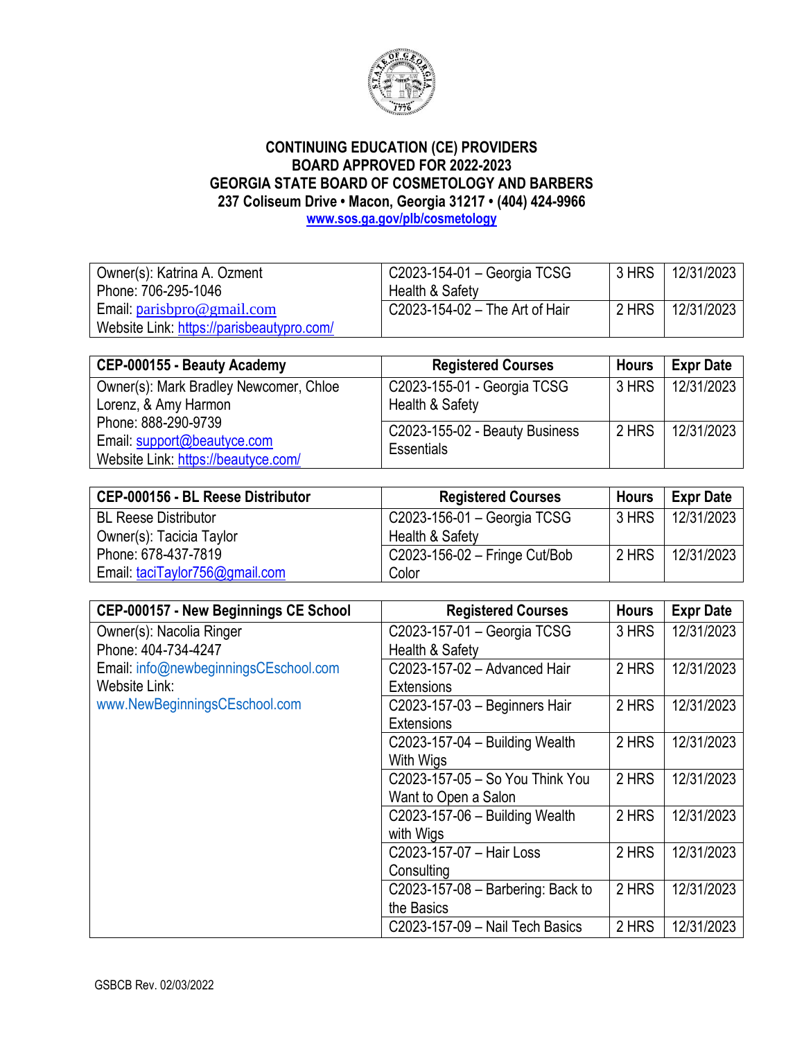**CONTINUING EDUCATION (CE) PROVIDERS**
**BOARD APPROVED FOR 2022-2023**
**GEORGIA STATE BOARD OF COSMETOLOGY AND BARBERS**
**237 Coliseum Drive • Macon, Georgia 31217 • (404) 424-9966**
**www.sos.ga.gov/plb/cosmetology**

| | | | |
|---|---|---|---|
| Owner(s): Katrina A. Ozment<br>Phone: 706-295-1046<br>Email: parisbpro@gmail.com<br>Website Link: https://parisbeautypro.com/ | C2023-154-01 – Georgia TCSG Health & Safety | 3 HRS | 12/31/2023 |
| | C2023-154-02 – The Art of Hair | 2 HRS | 12/31/2023 |

| CEP-000155 - Beauty Academy | Registered Courses | Hours | Expr Date |
|---|---|---|---|
| Owner(s): Mark Bradley Newcomer, Chloe Lorenz, & Amy Harmon<br>Phone: 888-290-9739<br>Email: support@beautyce.com<br>Website Link: https://beautyce.com/ | C2023-155-01 - Georgia TCSG Health & Safety | 3 HRS | 12/31/2023 |
| | C2023-155-02 - Beauty Business Essentials | 2 HRS | 12/31/2023 |

| CEP-000156 - BL Reese Distributor | Registered Courses | Hours | Expr Date |
|---|---|---|---|
| BL Reese Distributor<br>Owner(s): Tacicia Taylor<br>Phone: 678-437-7819<br>Email: taciTaylor756@gmail.com | C2023-156-01 – Georgia TCSG Health & Safety | 3 HRS | 12/31/2023 |
| | C2023-156-02 – Fringe Cut/Bob Color | 2 HRS | 12/31/2023 |

| CEP-000157 - New Beginnings CE School | Registered Courses | Hours | Expr Date |
|---|---|---|---|
| Owner(s): Nacolia Ringer<br>Phone: 404-734-4247<br>Email: info@newbeginningsCEschool.com<br>Website Link:<br>www.NewBeginningsCEschool.com | C2023-157-01 – Georgia TCSG Health & Safety | 3 HRS | 12/31/2023 |
| | C2023-157-02 – Advanced Hair Extensions | 2 HRS | 12/31/2023 |
| | C2023-157-03 – Beginners Hair Extensions | 2 HRS | 12/31/2023 |
| | C2023-157-04 – Building Wealth With Wigs | 2 HRS | 12/31/2023 |
| | C2023-157-05 – So You Think You Want to Open a Salon | 2 HRS | 12/31/2023 |
| | C2023-157-06 – Building Wealth with Wigs | 2 HRS | 12/31/2023 |
| | C2023-157-07 – Hair Loss Consulting | 2 HRS | 12/31/2023 |
| | C2023-157-08 – Barbering: Back to the Basics | 2 HRS | 12/31/2023 |
| | C2023-157-09 – Nail Tech Basics | 2 HRS | 12/31/2023 |

GSBCB Rev. 02/03/2022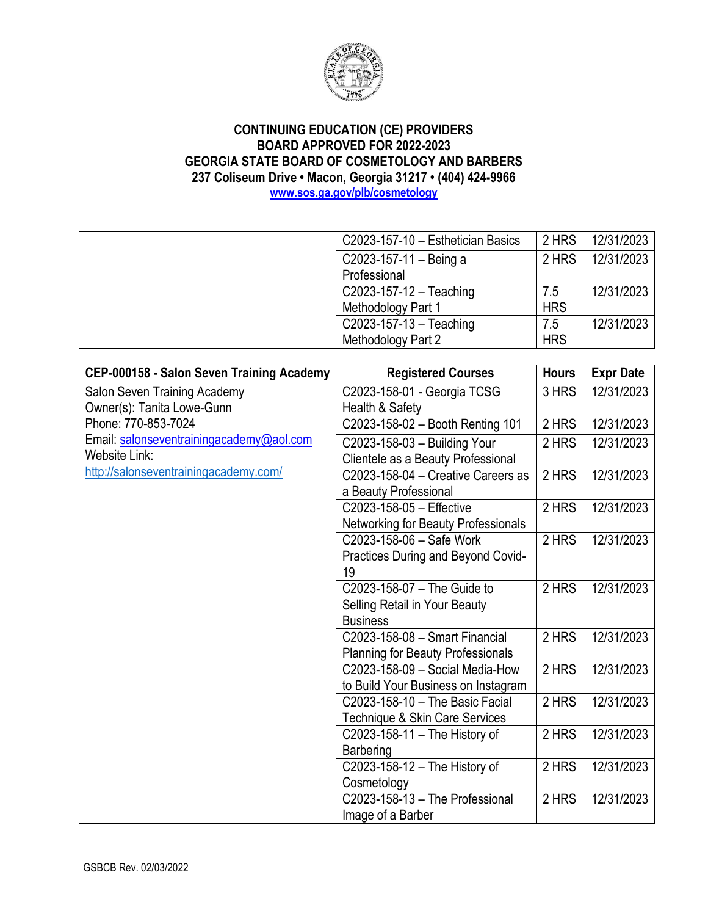**CONTINUING EDUCATION (CE) PROVIDERS**
**BOARD APPROVED FOR 2022-2023**
**GEORGIA STATE BOARD OF COSMETOLOGY AND BARBERS**
**237 Coliseum Drive • Macon, Georgia 31217 • (404) 424-9966**
**www.sos.ga.gov/plb/cosmetology**

| | | | |
|---|---|---|---|
| | C2023-157-10 – Esthetician Basics | 2 HRS | 12/31/2023 |
| | C2023-157-11 – Being a Professional | 2 HRS | 12/31/2023 |
| | C2023-157-12 – Teaching Methodology Part 1 | 7.5 HRS | 12/31/2023 |
| | C2023-157-13 – Teaching Methodology Part 2 | 7.5 HRS | 12/31/2023 |

| CEP-000158 - Salon Seven Training Academy | Registered Courses | Hours | Expr Date |
|---|---|---|---|
| Salon Seven Training Academy<br>Owner(s): Tanita Lowe-Gunn<br>Phone: 770-853-7024<br>Email: salonseventrainingacademy@aol.com<br>Website Link:<br>http://salonseventrainingacademy.com/ | C2023-158-01 - Georgia TCSG Health & Safety | 3 HRS | 12/31/2023 |
| | C2023-158-02 – Booth Renting 101 | 2 HRS | 12/31/2023 |
| | C2023-158-03 – Building Your Clientele as a Beauty Professional | 2 HRS | 12/31/2023 |
| | C2023-158-04 – Creative Careers as a Beauty Professional | 2 HRS | 12/31/2023 |
| | C2023-158-05 – Effective Networking for Beauty Professionals | 2 HRS | 12/31/2023 |
| | C2023-158-06 – Safe Work Practices During and Beyond Covid-19 | 2 HRS | 12/31/2023 |
| | C2023-158-07 – The Guide to Selling Retail in Your Beauty Business | 2 HRS | 12/31/2023 |
| | C2023-158-08 – Smart Financial Planning for Beauty Professionals | 2 HRS | 12/31/2023 |
| | C2023-158-09 – Social Media-How to Build Your Business on Instagram | 2 HRS | 12/31/2023 |
| | C2023-158-10 – The Basic Facial Technique & Skin Care Services | 2 HRS | 12/31/2023 |
| | C2023-158-11 – The History of Barbering | 2 HRS | 12/31/2023 |
| | C2023-158-12 – The History of Cosmetology | 2 HRS | 12/31/2023 |
| | C2023-158-13 – The Professional Image of a Barber | 2 HRS | 12/31/2023 |

GSBCB Rev. 02/03/2022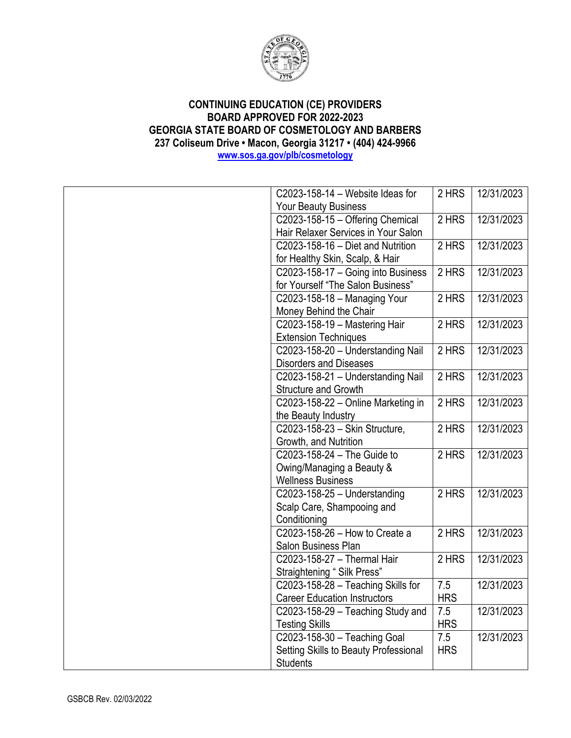**CONTINUING EDUCATION (CE) PROVIDERS**
**BOARD APPROVED FOR 2022-2023**
**GEORGIA STATE BOARD OF COSMETOLOGY AND BARBERS**
**237 Coliseum Drive • Macon, Georgia 31217 • (404) 424-9966**
**www.sos.ga.gov/plb/cosmetology**

| | | | |
|---|---|---|---|
| | C2023-158-14 – Website Ideas for Your Beauty Business | 2 HRS | 12/31/2023 |
| | C2023-158-15 – Offering Chemical Hair Relaxer Services in Your Salon | 2 HRS | 12/31/2023 |
| | C2023-158-16 – Diet and Nutrition for Healthy Skin, Scalp, & Hair | 2 HRS | 12/31/2023 |
| | C2023-158-17 – Going into Business for Yourself "The Salon Business" | 2 HRS | 12/31/2023 |
| | C2023-158-18 – Managing Your Money Behind the Chair | 2 HRS | 12/31/2023 |
| | C2023-158-19 – Mastering Hair Extension Techniques | 2 HRS | 12/31/2023 |
| | C2023-158-20 – Understanding Nail Disorders and Diseases | 2 HRS | 12/31/2023 |
| | C2023-158-21 – Understanding Nail Structure and Growth | 2 HRS | 12/31/2023 |
| | C2023-158-22 – Online Marketing in the Beauty Industry | 2 HRS | 12/31/2023 |
| | C2023-158-23 – Skin Structure, Growth, and Nutrition | 2 HRS | 12/31/2023 |
| | C2023-158-24 – The Guide to Owing/Managing a Beauty & Wellness Business | 2 HRS | 12/31/2023 |
| | C2023-158-25 – Understanding Scalp Care, Shampooing and Conditioning | 2 HRS | 12/31/2023 |
| | C2023-158-26 – How to Create a Salon Business Plan | 2 HRS | 12/31/2023 |
| | C2023-158-27 – Thermal Hair Straightening " Silk Press" | 2 HRS | 12/31/2023 |
| | C2023-158-28 – Teaching Skills for Career Education Instructors | 7.5 HRS | 12/31/2023 |
| | C2023-158-29 – Teaching Study and Testing Skills | 7.5 HRS | 12/31/2023 |
| | C2023-158-30 – Teaching Goal Setting Skills to Beauty Professional Students | 7.5 HRS | 12/31/2023 |

GSBCB Rev. 02/03/2022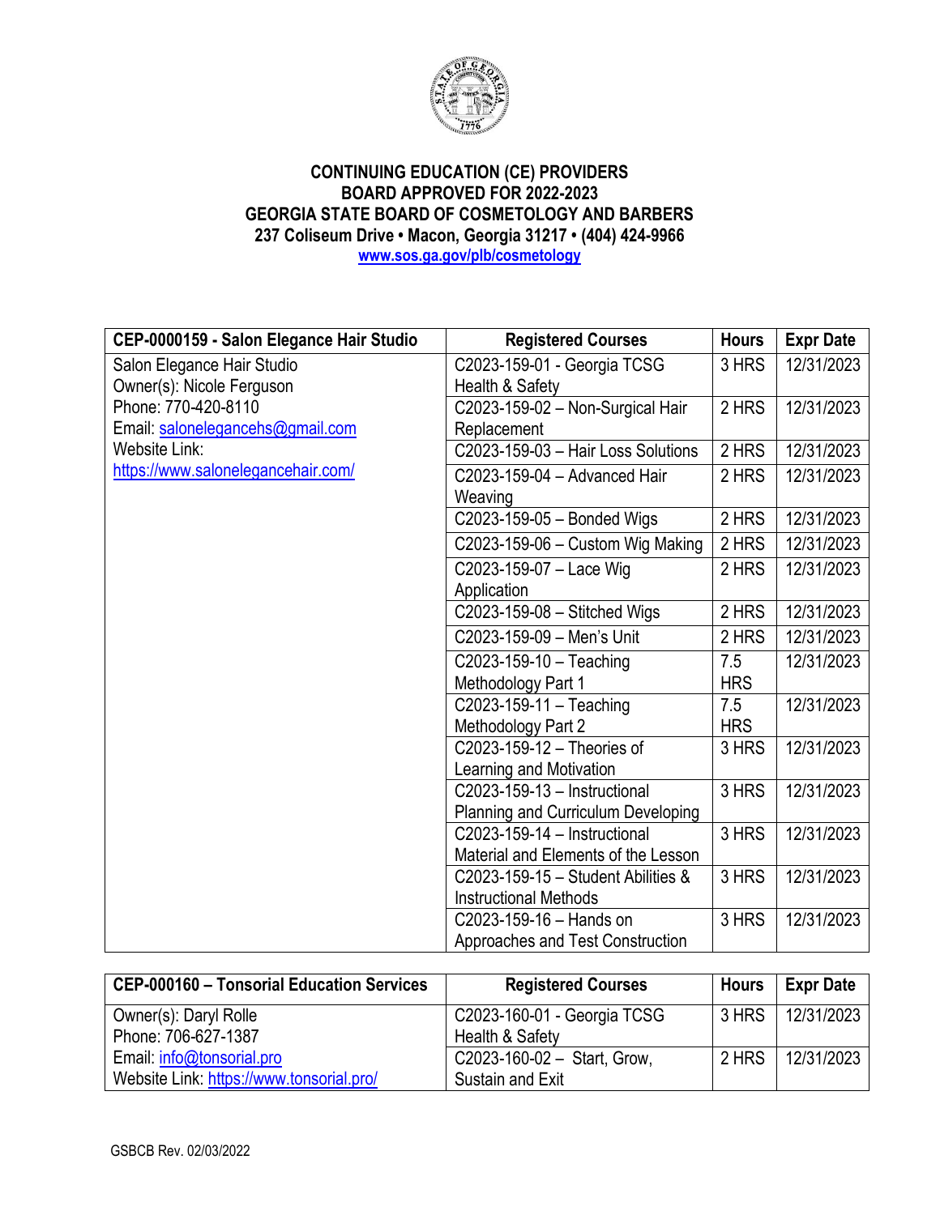**CONTINUING EDUCATION (CE) PROVIDERS**
**BOARD APPROVED FOR 2022-2023**
**GEORGIA STATE BOARD OF COSMETOLOGY AND BARBERS**
**237 Coliseum Drive • Macon, Georgia 31217 • (404) 424-9966**
**www.sos.ga.gov/plb/cosmetology**

| CEP-0000159 - Salon Elegance Hair Studio | Registered Courses | Hours | Expr Date |
|---|---|---|---|
| Salon Elegance Hair Studio<br>Owner(s): Nicole Ferguson<br>Phone: 770-420-8110<br>Email: salonelegancehs@gmail.com<br>Website Link:<br>https://www.salonelegancehair.com/ | C2023-159-01 - Georgia TCSG Health & Safety | 3 HRS | 12/31/2023 |
| | C2023-159-02 – Non-Surgical Hair Replacement | 2 HRS | 12/31/2023 |
| | C2023-159-03 – Hair Loss Solutions | 2 HRS | 12/31/2023 |
| | C2023-159-04 – Advanced Hair Weaving | 2 HRS | 12/31/2023 |
| | C2023-159-05 – Bonded Wigs | 2 HRS | 12/31/2023 |
| | C2023-159-06 – Custom Wig Making | 2 HRS | 12/31/2023 |
| | C2023-159-07 – Lace Wig Application | 2 HRS | 12/31/2023 |
| | C2023-159-08 – Stitched Wigs | 2 HRS | 12/31/2023 |
| | C2023-159-09 – Men's Unit | 2 HRS | 12/31/2023 |
| | C2023-159-10 – Teaching Methodology Part 1 | 7.5 HRS | 12/31/2023 |
| | C2023-159-11 – Teaching Methodology Part 2 | 7.5 HRS | 12/31/2023 |
| | C2023-159-12 – Theories of Learning and Motivation | 3 HRS | 12/31/2023 |
| | C2023-159-13 – Instructional Planning and Curriculum Developing | 3 HRS | 12/31/2023 |
| | C2023-159-14 – Instructional Material and Elements of the Lesson | 3 HRS | 12/31/2023 |
| | C2023-159-15 – Student Abilities & Instructional Methods | 3 HRS | 12/31/2023 |
| | C2023-159-16 – Hands on Approaches and Test Construction | 3 HRS | 12/31/2023 |

| CEP-000160 – Tonsorial Education Services | Registered Courses | Hours | Expr Date |
|---|---|---|---|
| Owner(s): Daryl Rolle<br>Phone: 706-627-1387<br>Email: info@tonsorial.pro<br>Website Link: https://www.tonsorial.pro/ | C2023-160-01 - Georgia TCSG Health & Safety | 3 HRS | 12/31/2023 |
| | C2023-160-02 – Start, Grow, Sustain and Exit | 2 HRS | 12/31/2023 |

GSBCB Rev. 02/03/2022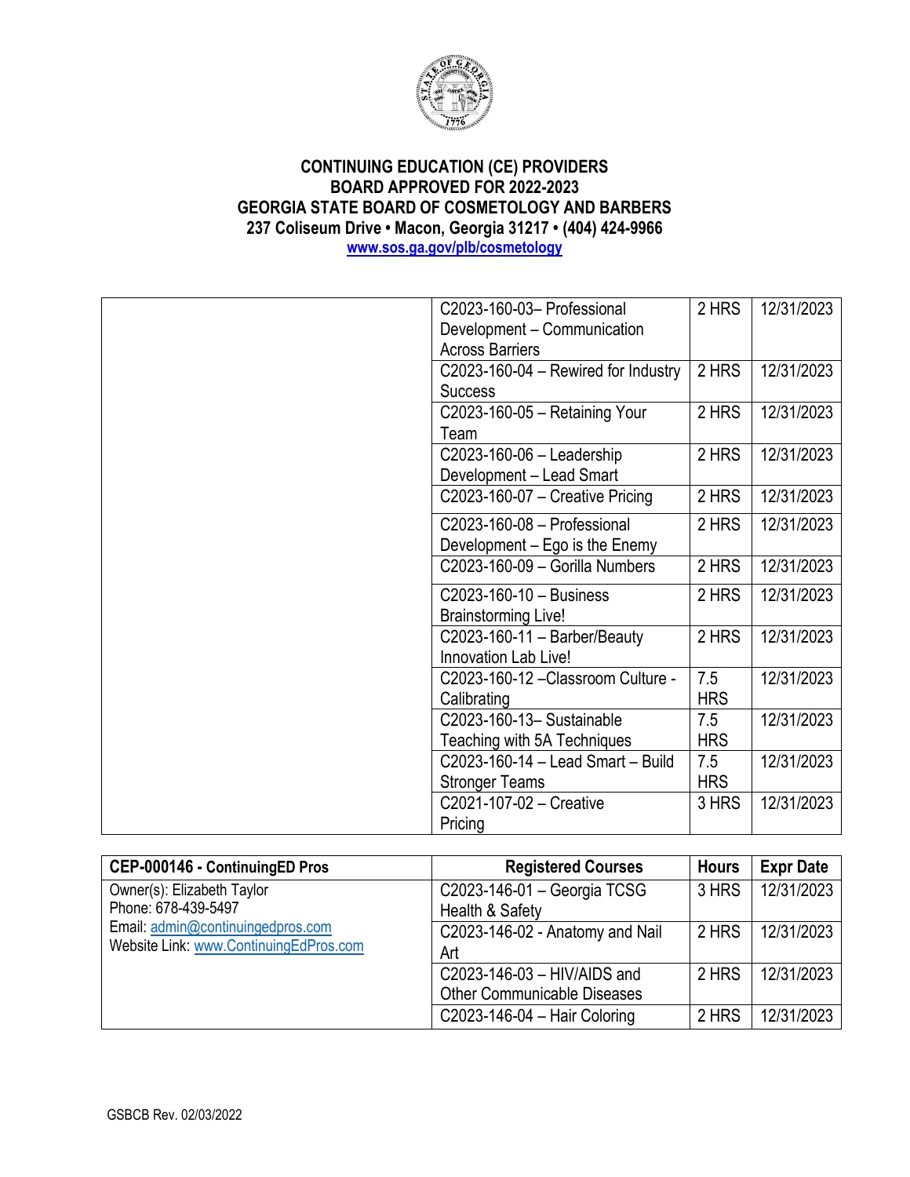**CONTINUING EDUCATION (CE) PROVIDERS**
**BOARD APPROVED FOR 2022-2023**
**GEORGIA STATE BOARD OF COSMETOLOGY AND BARBERS**
**237 Coliseum Drive • Macon, Georgia 31217 • (404) 424-9966**
**www.sos.ga.gov/plb/cosmetology**

| | | | |
|---|---|---|---|
| | C2023-160-03– Professional Development – Communication Across Barriers | 2 HRS | 12/31/2023 |
| | C2023-160-04 – Rewired for Industry Success | 2 HRS | 12/31/2023 |
| | C2023-160-05 – Retaining Your Team | 2 HRS | 12/31/2023 |
| | C2023-160-06 – Leadership Development – Lead Smart | 2 HRS | 12/31/2023 |
| | C2023-160-07 – Creative Pricing | 2 HRS | 12/31/2023 |
| | C2023-160-08 – Professional Development – Ego is the Enemy | 2 HRS | 12/31/2023 |
| | C2023-160-09 – Gorilla Numbers | 2 HRS | 12/31/2023 |
| | C2023-160-10 – Business Brainstorming Live! | 2 HRS | 12/31/2023 |
| | C2023-160-11 – Barber/Beauty Innovation Lab Live! | 2 HRS | 12/31/2023 |
| | C2023-160-12 –Classroom Culture - Calibrating | 7.5 HRS | 12/31/2023 |
| | C2023-160-13– Sustainable Teaching with 5A Techniques | 7.5 HRS | 12/31/2023 |
| | C2023-160-14 – Lead Smart – Build Stronger Teams | 7.5 HRS | 12/31/2023 |
| | C2021-107-02 – Creative Pricing | 3 HRS | 12/31/2023 |

| **CEP-000146 - ContinuingED Pros** | **Registered Courses** | **Hours** | **Expr Date** |
|---|---|---|---|
| Owner(s): Elizabeth Taylor<br>Phone: 678-439-5497<br>Email: admin@continuingedpros.com<br>Website Link: www.ContinuingEdPros.com | C2023-146-01 – Georgia TCSG Health & Safety | 3 HRS | 12/31/2023 |
| | C2023-146-02 - Anatomy and Nail Art | 2 HRS | 12/31/2023 |
| | C2023-146-03 – HIV/AIDS and Other Communicable Diseases | 2 HRS | 12/31/2023 |
| | C2023-146-04 – Hair Coloring | 2 HRS | 12/31/2023 |

GSBCB Rev. 02/03/2022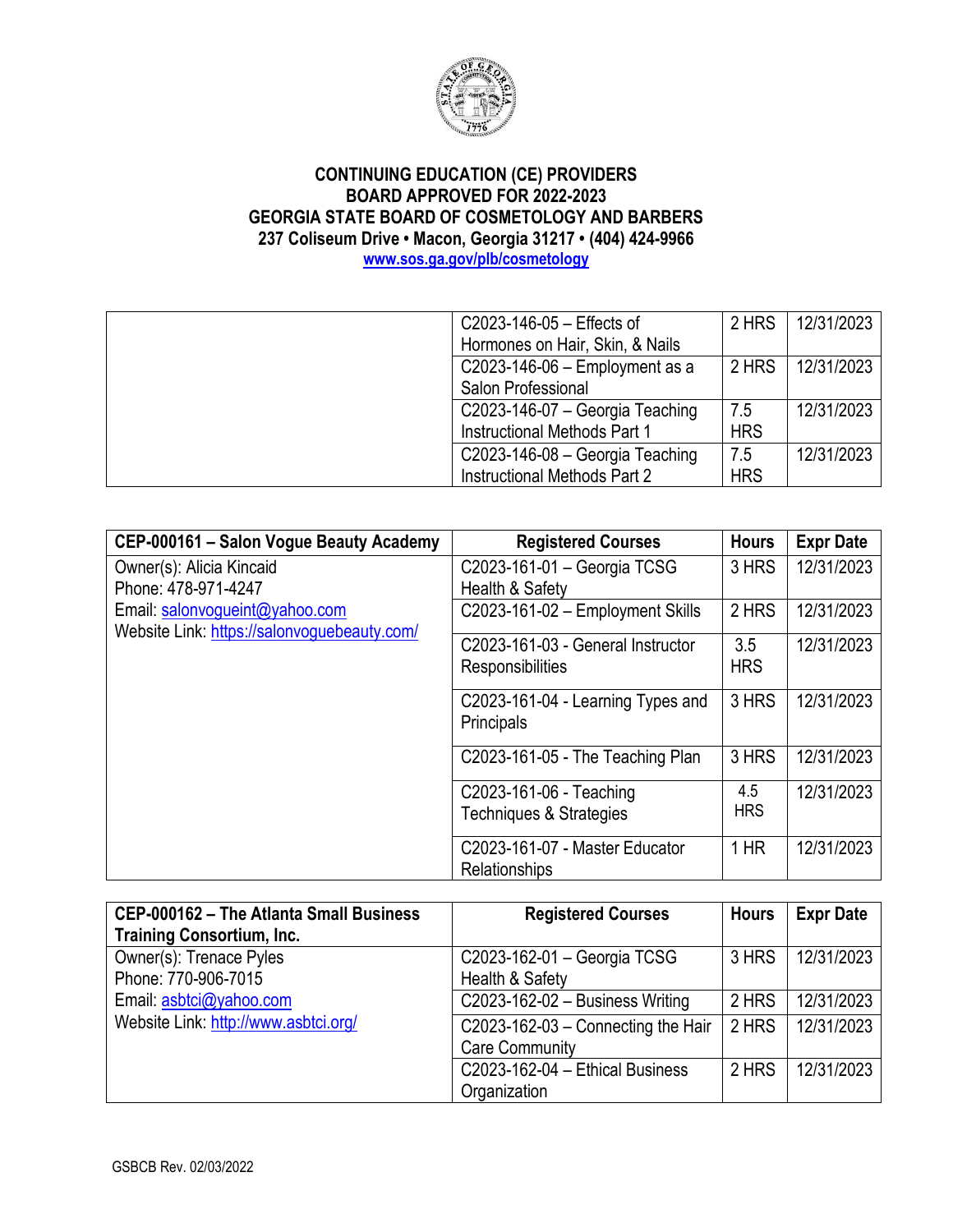**CONTINUING EDUCATION (CE) PROVIDERS**
**BOARD APPROVED FOR 2022-2023**
**GEORGIA STATE BOARD OF COSMETOLOGY AND BARBERS**
**237 Coliseum Drive • Macon, Georgia 31217 • (404) 424-9966**
**www.sos.ga.gov/plb/cosmetology**

| | | | |
|---|---|---|---|
| | C2023-146-05 – Effects of Hormones on Hair, Skin, & Nails | 2 HRS | 12/31/2023 |
| | C2023-146-06 – Employment as a Salon Professional | 2 HRS | 12/31/2023 |
| | C2023-146-07 – Georgia Teaching Instructional Methods Part 1 | 7.5 HRS | 12/31/2023 |
| | C2023-146-08 – Georgia Teaching Instructional Methods Part 2 | 7.5 HRS | 12/31/2023 |

| CEP-000161 – Salon Vogue Beauty Academy | Registered Courses | Hours | Expr Date |
|---|---|---|---|
| Owner(s): Alicia Kincaid<br>Phone: 478-971-4247<br>Email: salonvogueint@yahoo.com<br>Website Link: https://salonvoguebeauty.com/ | C2023-161-01 – Georgia TCSG Health & Safety | 3 HRS | 12/31/2023 |
| | C2023-161-02 – Employment Skills | 2 HRS | 12/31/2023 |
| | C2023-161-03 - General Instructor Responsibilities | 3.5 HRS | 12/31/2023 |
| | C2023-161-04 - Learning Types and Principals | 3 HRS | 12/31/2023 |
| | C2023-161-05 - The Teaching Plan | 3 HRS | 12/31/2023 |
| | C2023-161-06 - Teaching Techniques & Strategies | 4.5 HRS | 12/31/2023 |
| | C2023-161-07 - Master Educator Relationships | 1 HR | 12/31/2023 |

| CEP-000162 – The Atlanta Small Business Training Consortium, Inc. | Registered Courses | Hours | Expr Date |
|---|---|---|---|
| Owner(s): Trenace Pyles<br>Phone: 770-906-7015<br>Email: asbtci@yahoo.com<br>Website Link: http://www.asbtci.org/ | C2023-162-01 – Georgia TCSG Health & Safety | 3 HRS | 12/31/2023 |
| | C2023-162-02 – Business Writing | 2 HRS | 12/31/2023 |
| | C2023-162-03 – Connecting the Hair Care Community | 2 HRS | 12/31/2023 |
| | C2023-162-04 – Ethical Business Organization | 2 HRS | 12/31/2023 |

GSBCB Rev. 02/03/2022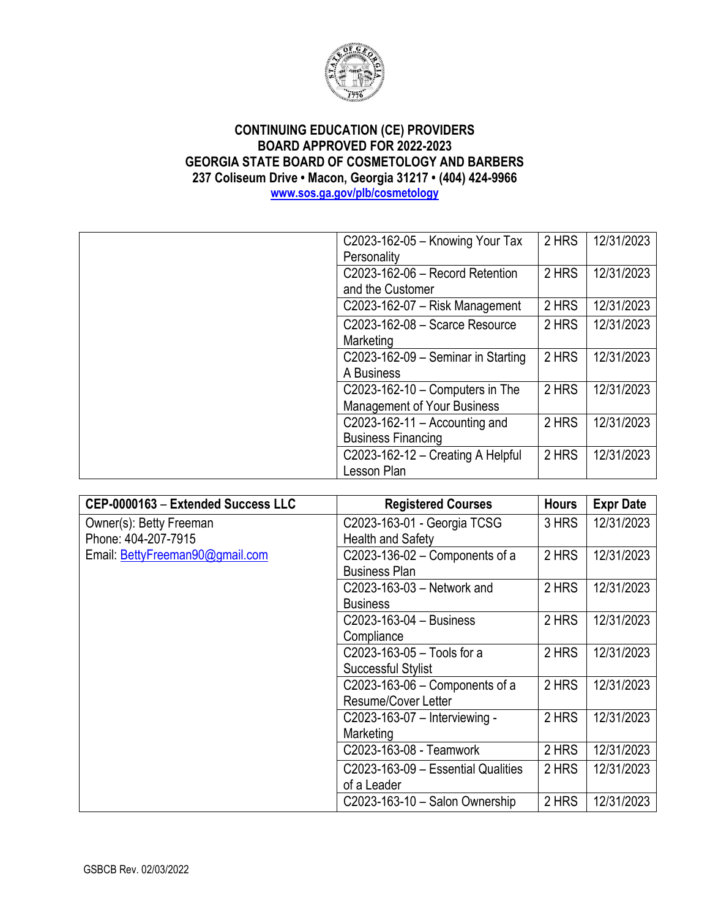**CONTINUING EDUCATION (CE) PROVIDERS**
**BOARD APPROVED FOR 2022-2023**
**GEORGIA STATE BOARD OF COSMETOLOGY AND BARBERS**
**237 Coliseum Drive • Macon, Georgia 31217 • (404) 424-9966**
**[www.sos.ga.gov/plb/cosmetology](www.sos.ga.gov/plb/cosmetology)**

| | | | |
|---|---|---|---|
| | C2023-162-05 – Knowing Your Tax Personality | 2 HRS | 12/31/2023 |
| | C2023-162-06 – Record Retention and the Customer | 2 HRS | 12/31/2023 |
| | C2023-162-07 – Risk Management | 2 HRS | 12/31/2023 |
| | C2023-162-08 – Scarce Resource Marketing | 2 HRS | 12/31/2023 |
| | C2023-162-09 – Seminar in Starting A Business | 2 HRS | 12/31/2023 |
| | C2023-162-10 – Computers in The Management of Your Business | 2 HRS | 12/31/2023 |
| | C2023-162-11 – Accounting and Business Financing | 2 HRS | 12/31/2023 |
| | C2023-162-12 – Creating A Helpful Lesson Plan | 2 HRS | 12/31/2023 |

| **CEP-0000163 – Extended Success LLC** | **Registered Courses** | **Hours** | **Expr Date** |
|---|---|---|---|
| Owner(s): Betty Freeman<br>Phone: 404-207-7915<br>Email: [BettyFreeman90@gmail.com](mailto:BettyFreeman90@gmail.com) | C2023-163-01 - Georgia TCSG Health and Safety | 3 HRS | 12/31/2023 |
| | C2023-136-02 – Components of a Business Plan | 2 HRS | 12/31/2023 |
| | C2023-163-03 – Network and Business | 2 HRS | 12/31/2023 |
| | C2023-163-04 – Business Compliance | 2 HRS | 12/31/2023 |
| | C2023-163-05 – Tools for a Successful Stylist | 2 HRS | 12/31/2023 |
| | C2023-163-06 – Components of a Resume/Cover Letter | 2 HRS | 12/31/2023 |
| | C2023-163-07 – Interviewing - Marketing | 2 HRS | 12/31/2023 |
| | C2023-163-08 - Teamwork | 2 HRS | 12/31/2023 |
| | C2023-163-09 – Essential Qualities of a Leader | 2 HRS | 12/31/2023 |
| | C2023-163-10 – Salon Ownership | 2 HRS | 12/31/2023 |

GSBCB Rev. 02/03/2022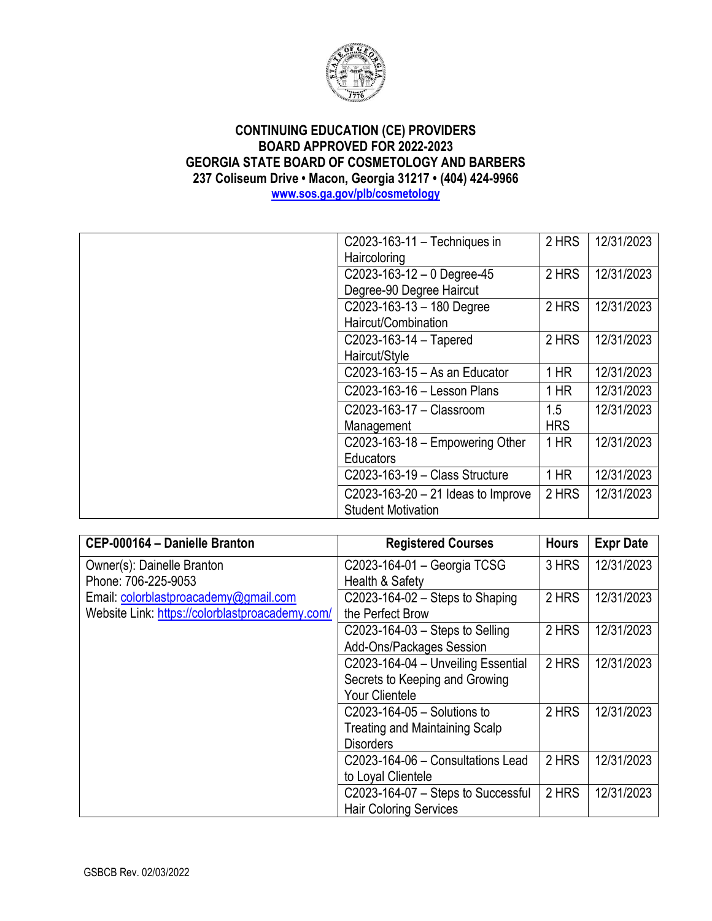**CONTINUING EDUCATION (CE) PROVIDERS**
**BOARD APPROVED FOR 2022-2023**
**GEORGIA STATE BOARD OF COSMETOLOGY AND BARBERS**
**237 Coliseum Drive • Macon, Georgia 31217 • (404) 424-9966**
**www.sos.ga.gov/plb/cosmetology**

| | | | |
|---|---|---|---|
| | C2023-163-11 – Techniques in Haircoloring | 2 HRS | 12/31/2023 |
| | C2023-163-12 – 0 Degree-45 Degree-90 Degree Haircut | 2 HRS | 12/31/2023 |
| | C2023-163-13 – 180 Degree Haircut/Combination | 2 HRS | 12/31/2023 |
| | C2023-163-14 – Tapered Haircut/Style | 2 HRS | 12/31/2023 |
| | C2023-163-15 – As an Educator | 1 HR | 12/31/2023 |
| | C2023-163-16 – Lesson Plans | 1 HR | 12/31/2023 |
| | C2023-163-17 – Classroom Management | 1.5 HRS | 12/31/2023 |
| | C2023-163-18 – Empowering Other Educators | 1 HR | 12/31/2023 |
| | C2023-163-19 – Class Structure | 1 HR | 12/31/2023 |
| | C2023-163-20 – 21 Ideas to Improve Student Motivation | 2 HRS | 12/31/2023 |

| CEP-000164 – Danielle Branton | Registered Courses | Hours | Expr Date |
|---|---|---|---|
| Owner(s): Dainelle Branton<br>Phone: 706-225-9053<br>Email: colorblastproacademy@gmail.com<br>Website Link: https://colorblastproacademy.com/ | C2023-164-01 – Georgia TCSG Health & Safety | 3 HRS | 12/31/2023 |
| | C2023-164-02 – Steps to Shaping the Perfect Brow | 2 HRS | 12/31/2023 |
| | C2023-164-03 – Steps to Selling Add-Ons/Packages Session | 2 HRS | 12/31/2023 |
| | C2023-164-04 – Unveiling Essential Secrets to Keeping and Growing Your Clientele | 2 HRS | 12/31/2023 |
| | C2023-164-05 – Solutions to Treating and Maintaining Scalp Disorders | 2 HRS | 12/31/2023 |
| | C2023-164-06 – Consultations Lead to Loyal Clientele | 2 HRS | 12/31/2023 |
| | C2023-164-07 – Steps to Successful Hair Coloring Services | 2 HRS | 12/31/2023 |

GSBCB Rev. 02/03/2022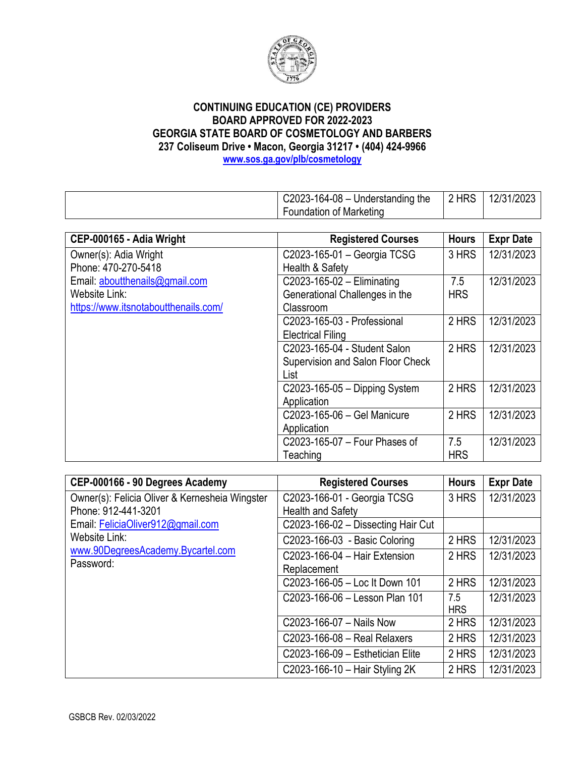**CONTINUING EDUCATION (CE) PROVIDERS**
**BOARD APPROVED FOR 2022-2023**
**GEORGIA STATE BOARD OF COSMETOLOGY AND BARBERS**
**237 Coliseum Drive • Macon, Georgia 31217 • (404) 424-9966**
**www.sos.ga.gov/plb/cosmetology**

| | | | |
|---|---|---|---|
| | C2023-164-08 – Understanding the Foundation of Marketing | 2 HRS | 12/31/2023 |

| CEP-000165 - Adia Wright | Registered Courses | Hours | Expr Date |
|---|---|---|---|
| Owner(s): Adia Wright<br>Phone: 470-270-5418<br>Email: aboutthenails@gmail.com<br>Website Link:<br>https://www.itsnotaboutthenails.com/ | C2023-165-01 – Georgia TCSG Health & Safety | 3 HRS | 12/31/2023 |
| | C2023-165-02 – Eliminating Generational Challenges in the Classroom | 7.5 HRS | 12/31/2023 |
| | C2023-165-03 - Professional Electrical Filing | 2 HRS | 12/31/2023 |
| | C2023-165-04 - Student Salon Supervision and Salon Floor Check List | 2 HRS | 12/31/2023 |
| | C2023-165-05 – Dipping System Application | 2 HRS | 12/31/2023 |
| | C2023-165-06 – Gel Manicure Application | 2 HRS | 12/31/2023 |
| | C2023-165-07 – Four Phases of Teaching | 7.5 HRS | 12/31/2023 |

| CEP-000166 - 90 Degrees Academy | Registered Courses | Hours | Expr Date |
|---|---|---|---|
| Owner(s): Felicia Oliver & Kernesheia Wingster<br>Phone: 912-441-3201<br>Email: FeliciaOliver912@gmail.com<br>Website Link:<br>www.90DegreesAcademy.Bycartel.com<br>Password: | C2023-166-01 - Georgia TCSG Health and Safety | 3 HRS | 12/31/2023 |
| | C2023-166-02 – Dissecting Hair Cut | | |
| | C2023-166-03 - Basic Coloring | 2 HRS | 12/31/2023 |
| | C2023-166-04 – Hair Extension Replacement | 2 HRS | 12/31/2023 |
| | C2023-166-05 – Loc It Down 101 | 2 HRS | 12/31/2023 |
| | C2023-166-06 – Lesson Plan 101 | 7.5 HRS | 12/31/2023 |
| | C2023-166-07 – Nails Now | 2 HRS | 12/31/2023 |
| | C2023-166-08 – Real Relaxers | 2 HRS | 12/31/2023 |
| | C2023-166-09 – Esthetician Elite | 2 HRS | 12/31/2023 |
| | C2023-166-10 – Hair Styling 2K | 2 HRS | 12/31/2023 |

GSBCB Rev. 02/03/2022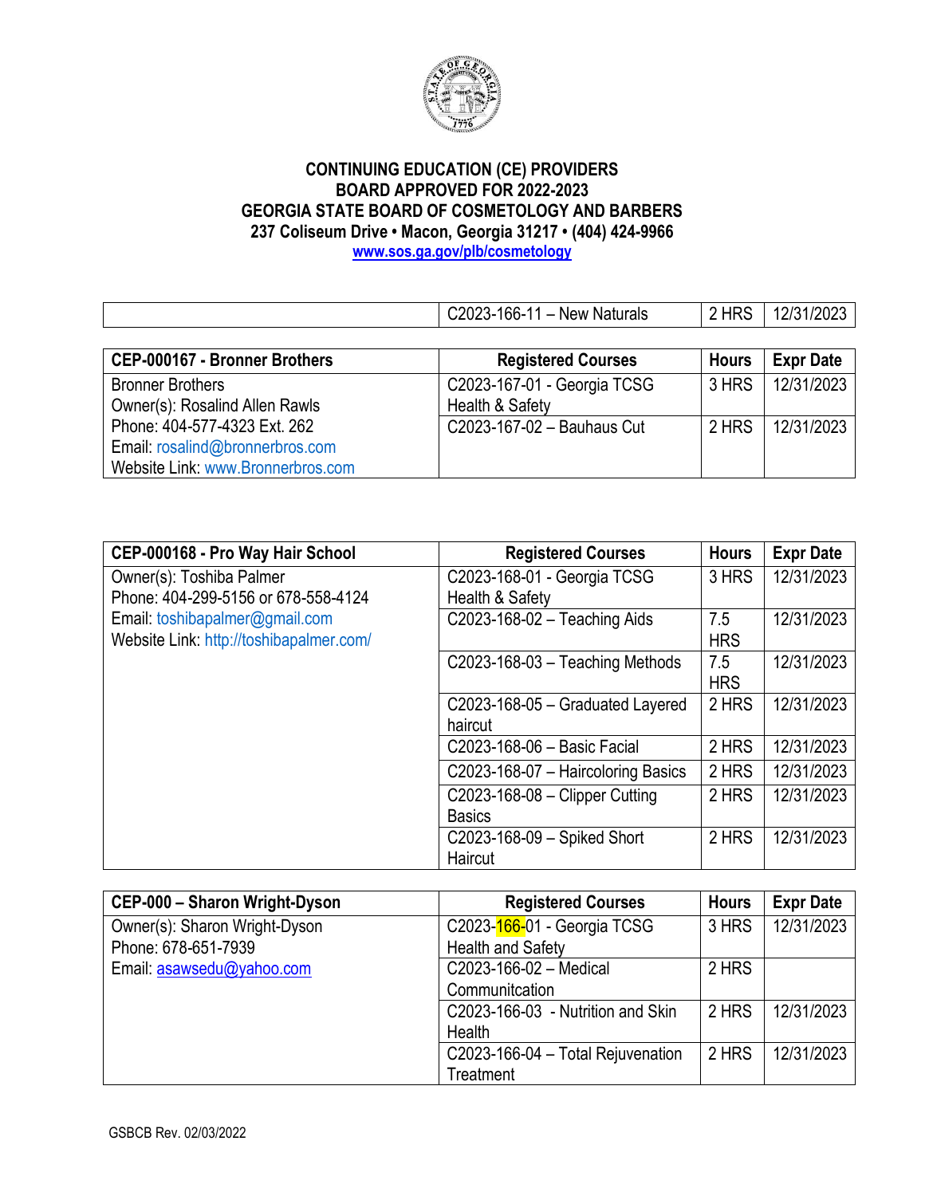**CONTINUING EDUCATION (CE) PROVIDERS**
**BOARD APPROVED FOR 2022-2023**
**GEORGIA STATE BOARD OF COSMETOLOGY AND BARBERS**
**237 Coliseum Drive • Macon, Georgia 31217 • (404) 424-9966**
**www.sos.ga.gov/plb/cosmetology**

| | | | |
|---|---|---|---|
| | C2023-166-11 – New Naturals | 2 HRS | 12/31/2023 |

| CEP-000167 - Bronner Brothers | Registered Courses | Hours | Expr Date |
|---|---|---|---|
| Bronner Brothers<br>Owner(s): Rosalind Allen Rawls<br>Phone: 404-577-4323 Ext. 262<br>Email: rosalind@bronnerbros.com<br>Website Link: www.Bronnerbros.com | C2023-167-01 - Georgia TCSG Health & Safety | 3 HRS | 12/31/2023 |
| | C2023-167-02 – Bauhaus Cut | 2 HRS | 12/31/2023 |

| CEP-000168 - Pro Way Hair School | Registered Courses | Hours | Expr Date |
|---|---|---|---|
| Owner(s): Toshiba Palmer<br>Phone: 404-299-5156 or 678-558-4124<br>Email: toshibapalmer@gmail.com<br>Website Link: http://toshibapalmer.com/ | C2023-168-01 - Georgia TCSG Health & Safety | 3 HRS | 12/31/2023 |
| | C2023-168-02 – Teaching Aids | 7.5 HRS | 12/31/2023 |
| | C2023-168-03 – Teaching Methods | 7.5 HRS | 12/31/2023 |
| | C2023-168-05 – Graduated Layered haircut | 2 HRS | 12/31/2023 |
| | C2023-168-06 – Basic Facial | 2 HRS | 12/31/2023 |
| | C2023-168-07 – Haircoloring Basics | 2 HRS | 12/31/2023 |
| | C2023-168-08 – Clipper Cutting Basics | 2 HRS | 12/31/2023 |
| | C2023-168-09 – Spiked Short Haircut | 2 HRS | 12/31/2023 |

| CEP-000 – Sharon Wright-Dyson | Registered Courses | Hours | Expr Date |
|---|---|---|---|
| Owner(s): Sharon Wright-Dyson<br>Phone: 678-651-7939<br>Email: asawsedu@yahoo.com | C2023-166-01 - Georgia TCSG Health and Safety | 3 HRS | 12/31/2023 |
| | C2023-166-02 – Medical Communitcation | 2 HRS | |
| | C2023-166-03 - Nutrition and Skin Health | 2 HRS | 12/31/2023 |
| | C2023-166-04 – Total Rejuvenation Treatment | 2 HRS | 12/31/2023 |

GSBCB Rev. 02/03/2022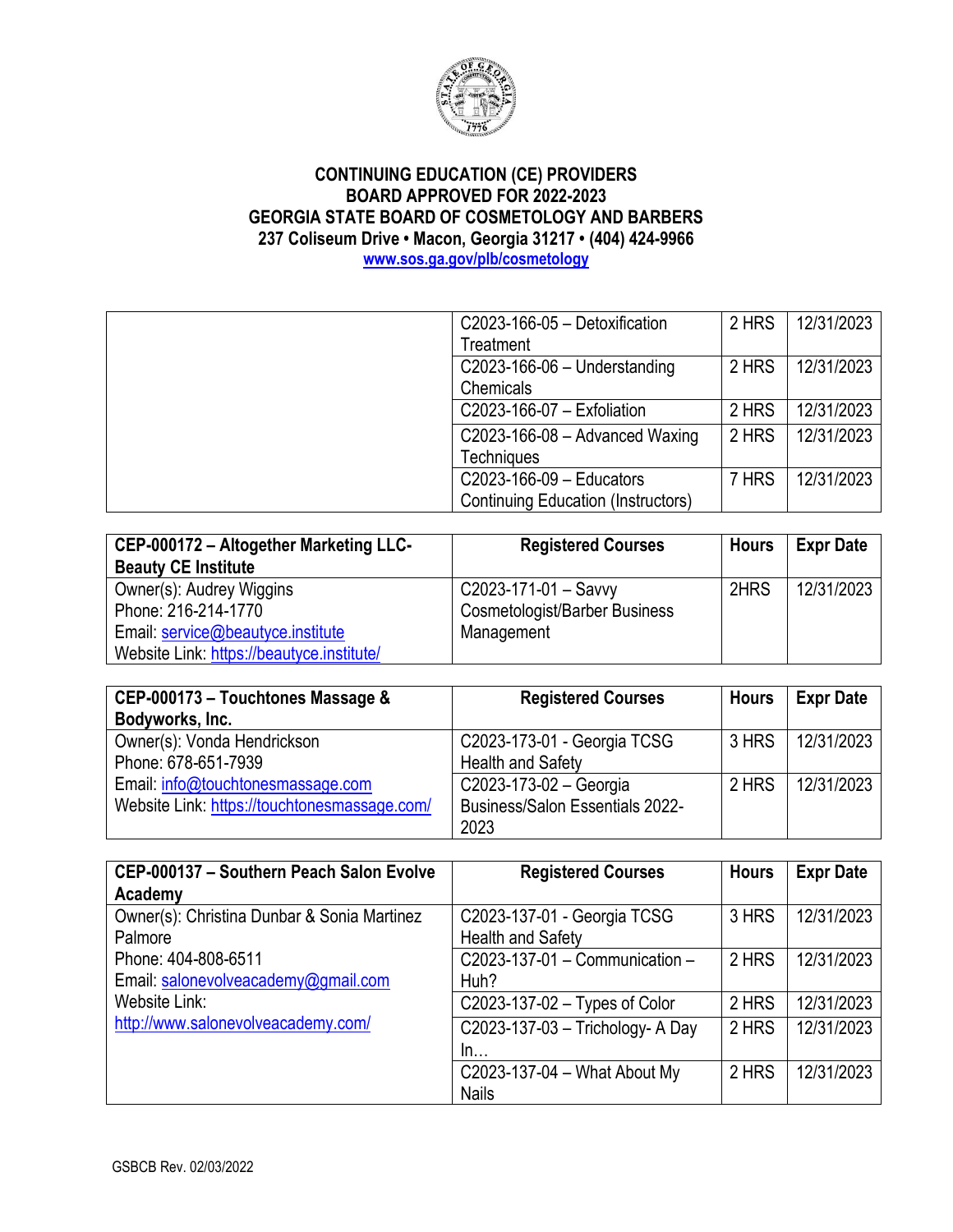**CONTINUING EDUCATION (CE) PROVIDERS**
**BOARD APPROVED FOR 2022-2023**
**GEORGIA STATE BOARD OF COSMETOLOGY AND BARBERS**
**237 Coliseum Drive • Macon, Georgia 31217 • (404) 424-9966**
**www.sos.ga.gov/plb/cosmetology**

| | | | |
|---|---|---|---|
| | C2023-166-05 – Detoxification Treatment | 2 HRS | 12/31/2023 |
| | C2023-166-06 – Understanding Chemicals | 2 HRS | 12/31/2023 |
| | C2023-166-07 – Exfoliation | 2 HRS | 12/31/2023 |
| | C2023-166-08 – Advanced Waxing Techniques | 2 HRS | 12/31/2023 |
| | C2023-166-09 – Educators Continuing Education (Instructors) | 7 HRS | 12/31/2023 |

| CEP-000172 – Altogether Marketing LLC-Beauty CE Institute | Registered Courses | Hours | Expr Date |
|---|---|---|---|
| Owner(s): Audrey Wiggins<br>Phone: 216-214-1770<br>Email: service@beautyce.institute<br>Website Link: https://beautyce.institute/ | C2023-171-01 – Savvy Cosmetologist/Barber Business Management | 2HRS | 12/31/2023 |

| CEP-000173 – Touchtones Massage & Bodyworks, Inc. | Registered Courses | Hours | Expr Date |
|---|---|---|---|
| Owner(s): Vonda Hendrickson<br>Phone: 678-651-7939<br>Email: info@touchtonesmassage.com<br>Website Link: https://touchtonesmassage.com/ | C2023-173-01 - Georgia TCSG Health and Safety | 3 HRS | 12/31/2023 |
| | C2023-173-02 – Georgia Business/Salon Essentials 2022-2023 | 2 HRS | 12/31/2023 |

| CEP-000137 – Southern Peach Salon Evolve Academy | Registered Courses | Hours | Expr Date |
|---|---|---|---|
| Owner(s): Christina Dunbar & Sonia Martinez Palmore<br>Phone: 404-808-6511<br>Email: salonevolveacademy@gmail.com<br>Website Link: http://www.salonevolveacademy.com/ | C2023-137-01 - Georgia TCSG Health and Safety | 3 HRS | 12/31/2023 |
| | C2023-137-01 – Communication – Huh? | 2 HRS | 12/31/2023 |
| | C2023-137-02 – Types of Color | 2 HRS | 12/31/2023 |
| | C2023-137-03 – Trichology- A Day In… | 2 HRS | 12/31/2023 |
| | C2023-137-04 – What About My Nails | 2 HRS | 12/31/2023 |

GSBCB Rev. 02/03/2022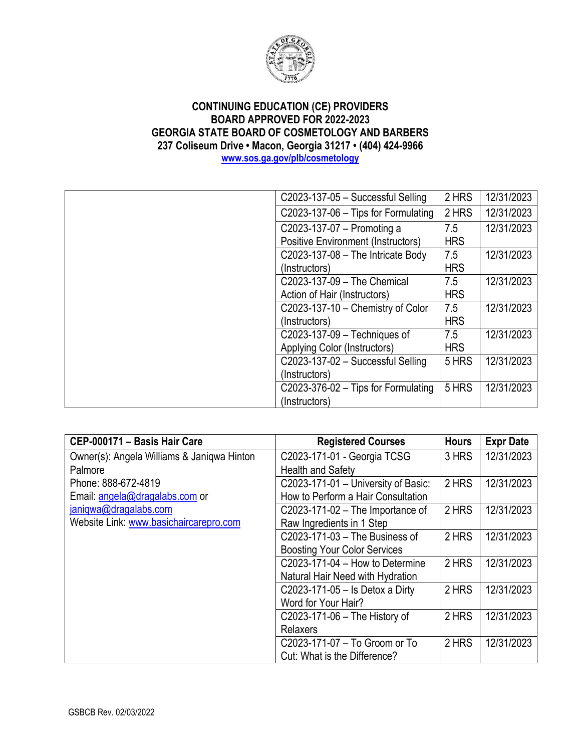**CONTINUING EDUCATION (CE) PROVIDERS**
**BOARD APPROVED FOR 2022-2023**
**GEORGIA STATE BOARD OF COSMETOLOGY AND BARBERS**
**237 Coliseum Drive • Macon, Georgia 31217 • (404) 424-9966**
**www.sos.ga.gov/plb/cosmetology**

| | | | |
|---|---|---|---|
| | C2023-137-05 – Successful Selling | 2 HRS | 12/31/2023 |
| | C2023-137-06 – Tips for Formulating | 2 HRS | 12/31/2023 |
| | C2023-137-07 – Promoting a Positive Environment (Instructors) | 7.5 HRS | 12/31/2023 |
| | C2023-137-08 – The Intricate Body (Instructors) | 7.5 HRS | 12/31/2023 |
| | C2023-137-09 – The Chemical Action of Hair (Instructors) | 7.5 HRS | 12/31/2023 |
| | C2023-137-10 – Chemistry of Color (Instructors) | 7.5 HRS | 12/31/2023 |
| | C2023-137-09 – Techniques of Applying Color (Instructors) | 7.5 HRS | 12/31/2023 |
| | C2023-137-02 – Successful Selling (Instructors) | 5 HRS | 12/31/2023 |
| | C2023-376-02 – Tips for Formulating (Instructors) | 5 HRS | 12/31/2023 |

| CEP-000171 – Basis Hair Care | Registered Courses | Hours | Expr Date |
|---|---|---|---|
| Owner(s): Angela Williams & Janiqwa Hinton Palmore<br>Phone: 888-672-4819<br>Email: angela@dragalabs.com or janiqwa@dragalabs.com<br>Website Link: www.basichaircarepro.com | C2023-171-01 - Georgia TCSG Health and Safety | 3 HRS | 12/31/2023 |
| | C2023-171-01 – University of Basic: How to Perform a Hair Consultation | 2 HRS | 12/31/2023 |
| | C2023-171-02 – The Importance of Raw Ingredients in 1 Step | 2 HRS | 12/31/2023 |
| | C2023-171-03 – The Business of Boosting Your Color Services | 2 HRS | 12/31/2023 |
| | C2023-171-04 – How to Determine Natural Hair Need with Hydration | 2 HRS | 12/31/2023 |
| | C2023-171-05 – Is Detox a Dirty Word for Your Hair? | 2 HRS | 12/31/2023 |
| | C2023-171-06 – The History of Relaxers | 2 HRS | 12/31/2023 |
| | C2023-171-07 – To Groom or To Cut: What is the Difference? | 2 HRS | 12/31/2023 |

GSBCB Rev. 02/03/2022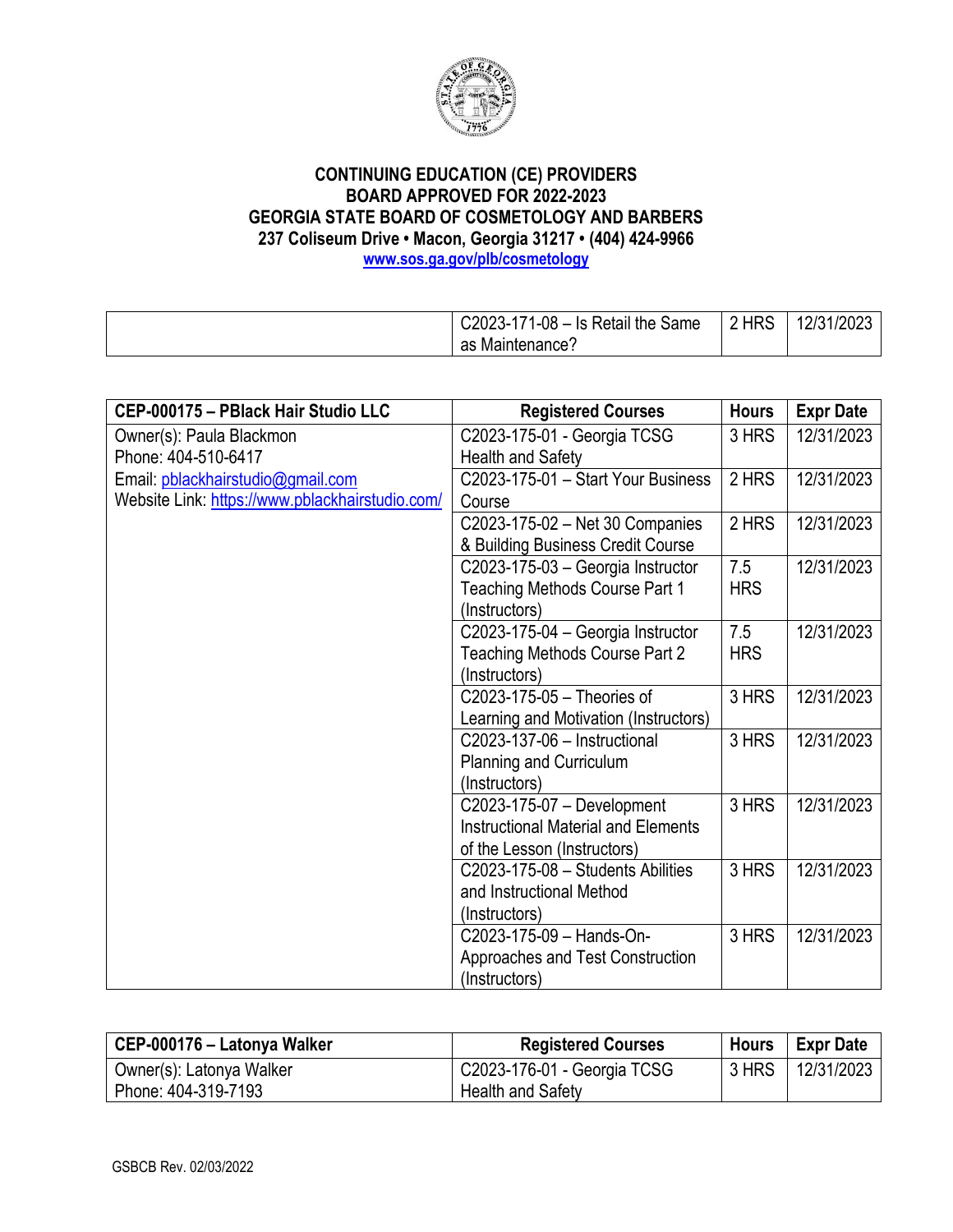**CONTINUING EDUCATION (CE) PROVIDERS**
**BOARD APPROVED FOR 2022-2023**
**GEORGIA STATE BOARD OF COSMETOLOGY AND BARBERS**
**237 Coliseum Drive • Macon, Georgia 31217 • (404) 424-9966**
**www.sos.ga.gov/plb/cosmetology**

| | | | |
|---|---|---|---|
| | C2023-171-08 – Is Retail the Same as Maintenance? | 2 HRS | 12/31/2023 |

| CEP-000175 – PBlack Hair Studio LLC | Registered Courses | Hours | Expr Date |
|---|---|---|---|
| Owner(s): Paula Blackmon<br>Phone: 404-510-6417<br>Email: pblackhairstudio@gmail.com<br>Website Link: https://www.pblackhairstudio.com/ | C2023-175-01 - Georgia TCSG Health and Safety | 3 HRS | 12/31/2023 |
| | C2023-175-01 – Start Your Business Course | 2 HRS | 12/31/2023 |
| | C2023-175-02 – Net 30 Companies & Building Business Credit Course | 2 HRS | 12/31/2023 |
| | C2023-175-03 – Georgia Instructor Teaching Methods Course Part 1 (Instructors) | 7.5 HRS | 12/31/2023 |
| | C2023-175-04 – Georgia Instructor Teaching Methods Course Part 2 (Instructors) | 7.5 HRS | 12/31/2023 |
| | C2023-175-05 – Theories of Learning and Motivation (Instructors) | 3 HRS | 12/31/2023 |
| | C2023-137-06 – Instructional Planning and Curriculum (Instructors) | 3 HRS | 12/31/2023 |
| | C2023-175-07 – Development Instructional Material and Elements of the Lesson (Instructors) | 3 HRS | 12/31/2023 |
| | C2023-175-08 – Students Abilities and Instructional Method (Instructors) | 3 HRS | 12/31/2023 |
| | C2023-175-09 – Hands-On-Approaches and Test Construction (Instructors) | 3 HRS | 12/31/2023 |

| CEP-000176 – Latonya Walker | Registered Courses | Hours | Expr Date |
|---|---|---|---|
| Owner(s): Latonya Walker<br>Phone: 404-319-7193 | C2023-176-01 - Georgia TCSG Health and Safety | 3 HRS | 12/31/2023 |

GSBCB Rev. 02/03/2022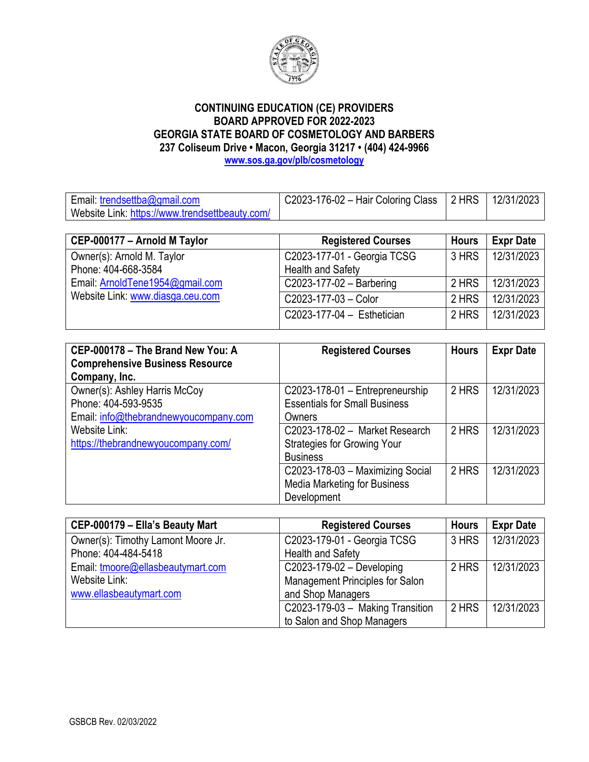**CONTINUING EDUCATION (CE) PROVIDERS**
**BOARD APPROVED FOR 2022-2023**
**GEORGIA STATE BOARD OF COSMETOLOGY AND BARBERS**
**237 Coliseum Drive • Macon, Georgia 31217 • (404) 424-9966**
**www.sos.ga.gov/plb/cosmetology**

| | | | |
|---|---|---|---|
| Email: trendsettba@gmail.com<br>Website Link: https://www.trendsettbeauty.com/ | C2023-176-02 – Hair Coloring Class | 2 HRS | 12/31/2023 |

| CEP-000177 – Arnold M Taylor | Registered Courses | Hours | Expr Date |
|---|---|---|---|
| Owner(s): Arnold M. Taylor<br>Phone: 404-668-3584<br>Email: ArnoldTene1954@gmail.com<br>Website Link: www.diasga.ceu.com | C2023-177-01 - Georgia TCSG Health and Safety | 3 HRS | 12/31/2023 |
| | C2023-177-02 – Barbering | 2 HRS | 12/31/2023 |
| | C2023-177-03 – Color | 2 HRS | 12/31/2023 |
| | C2023-177-04 – Esthetician | 2 HRS | 12/31/2023 |

| CEP-000178 – The Brand New You: A Comprehensive Business Resource Company, Inc. | Registered Courses | Hours | Expr Date |
|---|---|---|---|
| Owner(s): Ashley Harris McCoy<br>Phone: 404-593-9535<br>Email: info@thebrandnewyoucompany.com<br>Website Link: https://thebrandnewyoucompany.com/ | C2023-178-01 – Entrepreneurship Essentials for Small Business Owners | 2 HRS | 12/31/2023 |
| | C2023-178-02 – Market Research Strategies for Growing Your Business | 2 HRS | 12/31/2023 |
| | C2023-178-03 – Maximizing Social Media Marketing for Business Development | 2 HRS | 12/31/2023 |

| CEP-000179 – Ella's Beauty Mart | Registered Courses | Hours | Expr Date |
|---|---|---|---|
| Owner(s): Timothy Lamont Moore Jr.<br>Phone: 404-484-5418<br>Email: tmoore@ellasbeautymart.com<br>Website Link: www.ellasbeautymart.com | C2023-179-01 - Georgia TCSG Health and Safety | 3 HRS | 12/31/2023 |
| | C2023-179-02 – Developing Management Principles for Salon and Shop Managers | 2 HRS | 12/31/2023 |
| | C2023-179-03 – Making Transition to Salon and Shop Managers | 2 HRS | 12/31/2023 |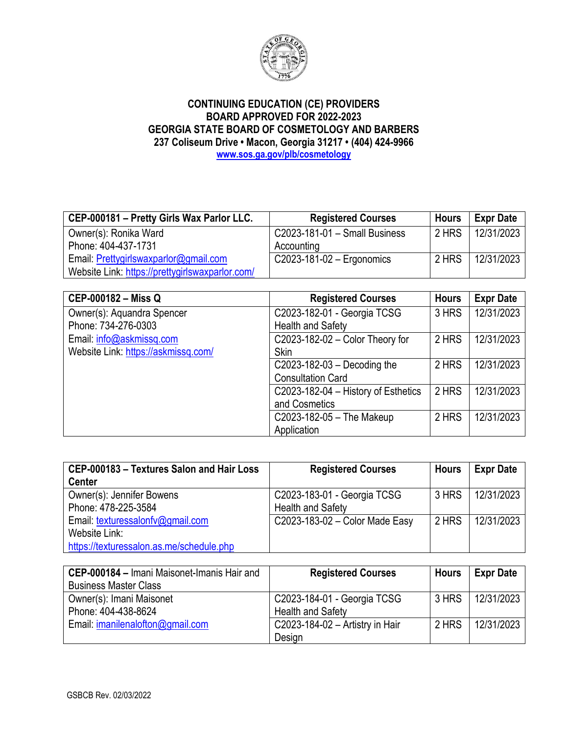**CONTINUING EDUCATION (CE) PROVIDERS**
**BOARD APPROVED FOR 2022-2023**
**GEORGIA STATE BOARD OF COSMETOLOGY AND BARBERS**
**237 Coliseum Drive • Macon, Georgia 31217 • (404) 424-9966**
**www.sos.ga.gov/plb/cosmetology**

| CEP-000181 – Pretty Girls Wax Parlor LLC. | Registered Courses | Hours | Expr Date |
|---|---|---|---|
| Owner(s): Ronika Ward<br>Phone: 404-437-1731<br>Email: Prettygirlswaxparlor@gmail.com<br>Website Link: https://prettygirlswaxparlor.com/ | C2023-181-01 – Small Business Accounting | 2 HRS | 12/31/2023 |
| | C2023-181-02 – Ergonomics | 2 HRS | 12/31/2023 |

| CEP-000182 – Miss Q | Registered Courses | Hours | Expr Date |
|---|---|---|---|
| Owner(s): Aquandra Spencer<br>Phone: 734-276-0303<br>Email: info@askmissq.com<br>Website Link: https://askmissq.com/ | C2023-182-01 - Georgia TCSG Health and Safety | 3 HRS | 12/31/2023 |
| | C2023-182-02 – Color Theory for Skin | 2 HRS | 12/31/2023 |
| | C2023-182-03 – Decoding the Consultation Card | 2 HRS | 12/31/2023 |
| | C2023-182-04 – History of Esthetics and Cosmetics | 2 HRS | 12/31/2023 |
| | C2023-182-05 – The Makeup Application | 2 HRS | 12/31/2023 |

| CEP-000183 – Textures Salon and Hair Loss Center | Registered Courses | Hours | Expr Date |
|---|---|---|---|
| Owner(s): Jennifer Bowens<br>Phone: 478-225-3584<br>Email: texturessalonfv@gmail.com<br>Website Link:<br>https://texturessalon.as.me/schedule.php | C2023-183-01 - Georgia TCSG Health and Safety | 3 HRS | 12/31/2023 |
| | C2023-183-02 – Color Made Easy | 2 HRS | 12/31/2023 |

| **CEP-000184 –** Imani Maisonet-Imanis Hair and Business Master Class | Registered Courses | Hours | Expr Date |
|---|---|---|---|
| Owner(s): Imani Maisonet<br>Phone: 404-438-8624<br>Email: imanilenalofton@gmail.com | C2023-184-01 - Georgia TCSG Health and Safety | 3 HRS | 12/31/2023 |
| | C2023-184-02 – Artistry in Hair Design | 2 HRS | 12/31/2023 |

GSBCB Rev. 02/03/2022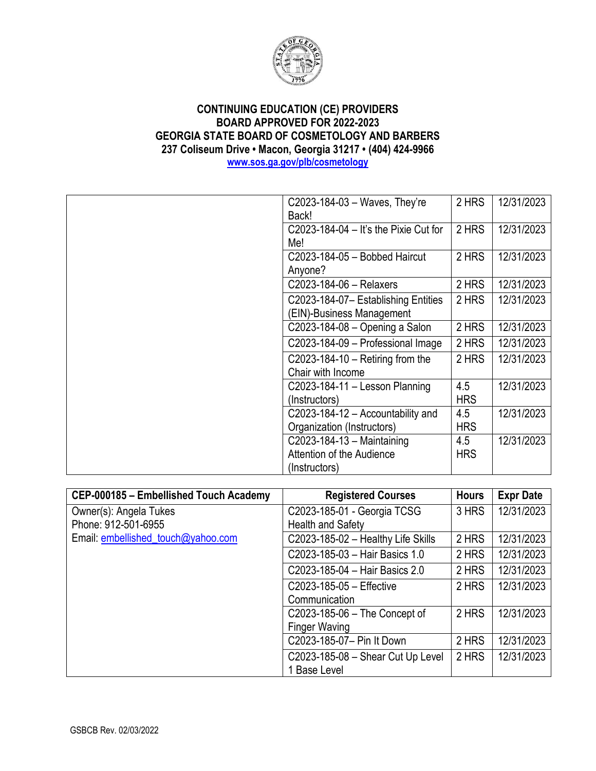**CONTINUING EDUCATION (CE) PROVIDERS**
**BOARD APPROVED FOR 2022-2023**
**GEORGIA STATE BOARD OF COSMETOLOGY AND BARBERS**
**237 Coliseum Drive • Macon, Georgia 31217 • (404) 424-9966**
**www.sos.ga.gov/plb/cosmetology**

| | | | |
|---|---|---|---|
| | C2023-184-03 – Waves, They're Back! | 2 HRS | 12/31/2023 |
| | C2023-184-04 – It's the Pixie Cut for Me! | 2 HRS | 12/31/2023 |
| | C2023-184-05 – Bobbed Haircut Anyone? | 2 HRS | 12/31/2023 |
| | C2023-184-06 – Relaxers | 2 HRS | 12/31/2023 |
| | C2023-184-07– Establishing Entities (EIN)-Business Management | 2 HRS | 12/31/2023 |
| | C2023-184-08 – Opening a Salon | 2 HRS | 12/31/2023 |
| | C2023-184-09 – Professional Image | 2 HRS | 12/31/2023 |
| | C2023-184-10 – Retiring from the Chair with Income | 2 HRS | 12/31/2023 |
| | C2023-184-11 – Lesson Planning (Instructors) | 4.5 HRS | 12/31/2023 |
| | C2023-184-12 – Accountability and Organization (Instructors) | 4.5 HRS | 12/31/2023 |
| | C2023-184-13 – Maintaining Attention of the Audience (Instructors) | 4.5 HRS | 12/31/2023 |

| CEP-000185 – Embellished Touch Academy | Registered Courses | Hours | Expr Date |
|---|---|---|---|
| Owner(s): Angela Tukes<br>Phone: 912-501-6955<br>Email: embellished_touch@yahoo.com | C2023-185-01 - Georgia TCSG Health and Safety | 3 HRS | 12/31/2023 |
| | C2023-185-02 – Healthy Life Skills | 2 HRS | 12/31/2023 |
| | C2023-185-03 – Hair Basics 1.0 | 2 HRS | 12/31/2023 |
| | C2023-185-04 – Hair Basics 2.0 | 2 HRS | 12/31/2023 |
| | C2023-185-05 – Effective Communication | 2 HRS | 12/31/2023 |
| | C2023-185-06 – The Concept of Finger Waving | 2 HRS | 12/31/2023 |
| | C2023-185-07– Pin It Down | 2 HRS | 12/31/2023 |
| | C2023-185-08 – Shear Cut Up Level 1 Base Level | 2 HRS | 12/31/2023 |

GSBCB Rev. 02/03/2022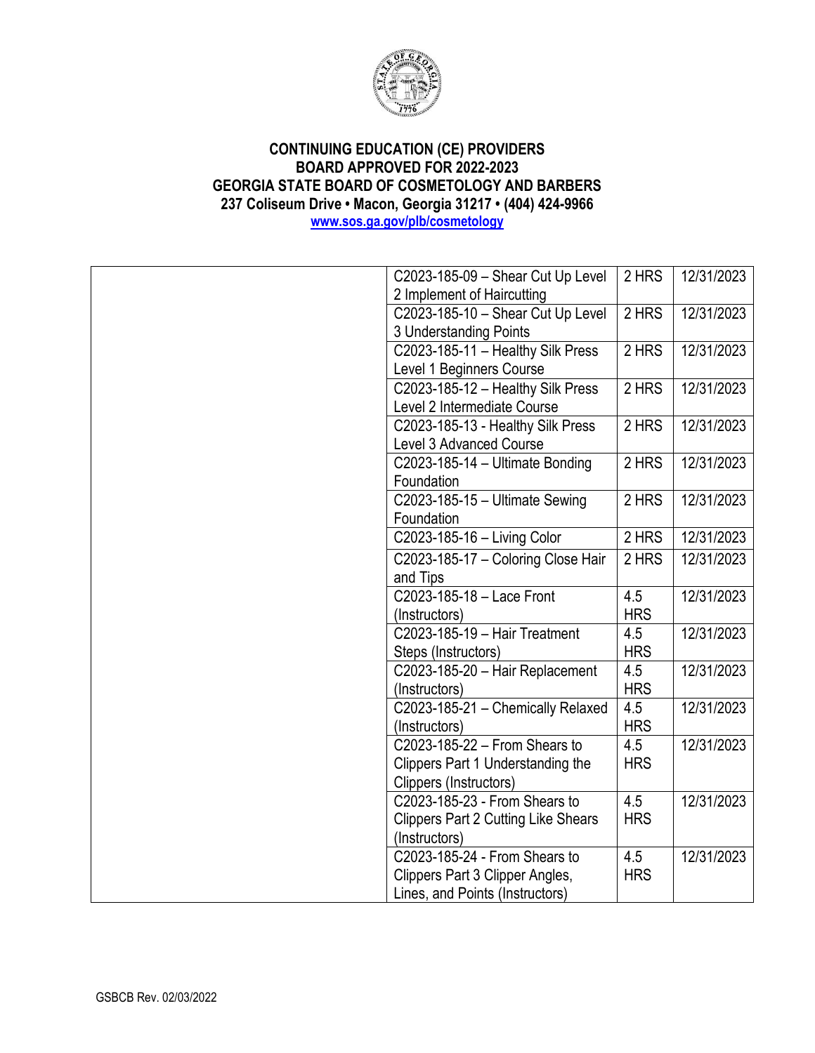**CONTINUING EDUCATION (CE) PROVIDERS**
**BOARD APPROVED FOR 2022-2023**
**GEORGIA STATE BOARD OF COSMETOLOGY AND BARBERS**
**237 Coliseum Drive • Macon, Georgia 31217 • (404) 424-9966**
**www.sos.ga.gov/plb/cosmetology**

| | | | |
|---|---|---|---|
| | C2023-185-09 – Shear Cut Up Level 2 Implement of Haircutting | 2 HRS | 12/31/2023 |
| | C2023-185-10 – Shear Cut Up Level 3 Understanding Points | 2 HRS | 12/31/2023 |
| | C2023-185-11 – Healthy Silk Press Level 1 Beginners Course | 2 HRS | 12/31/2023 |
| | C2023-185-12 – Healthy Silk Press Level 2 Intermediate Course | 2 HRS | 12/31/2023 |
| | C2023-185-13 - Healthy Silk Press Level 3 Advanced Course | 2 HRS | 12/31/2023 |
| | C2023-185-14 – Ultimate Bonding Foundation | 2 HRS | 12/31/2023 |
| | C2023-185-15 – Ultimate Sewing Foundation | 2 HRS | 12/31/2023 |
| | C2023-185-16 – Living Color | 2 HRS | 12/31/2023 |
| | C2023-185-17 – Coloring Close Hair and Tips | 2 HRS | 12/31/2023 |
| | C2023-185-18 – Lace Front (Instructors) | 4.5 HRS | 12/31/2023 |
| | C2023-185-19 – Hair Treatment Steps (Instructors) | 4.5 HRS | 12/31/2023 |
| | C2023-185-20 – Hair Replacement (Instructors) | 4.5 HRS | 12/31/2023 |
| | C2023-185-21 – Chemically Relaxed (Instructors) | 4.5 HRS | 12/31/2023 |
| | C2023-185-22 – From Shears to Clippers Part 1 Understanding the Clippers (Instructors) | 4.5 HRS | 12/31/2023 |
| | C2023-185-23 - From Shears to Clippers Part 2 Cutting Like Shears (Instructors) | 4.5 HRS | 12/31/2023 |
| | C2023-185-24 - From Shears to Clippers Part 3 Clipper Angles, Lines, and Points (Instructors) | 4.5 HRS | 12/31/2023 |

GSBCB Rev. 02/03/2022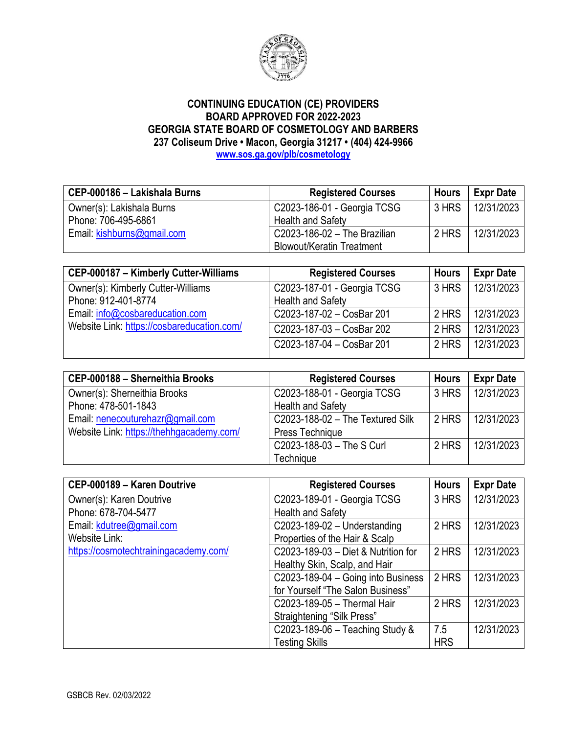**CONTINUING EDUCATION (CE) PROVIDERS**
**BOARD APPROVED FOR 2022-2023**
**GEORGIA STATE BOARD OF COSMETOLOGY AND BARBERS**
**237 Coliseum Drive • Macon, Georgia 31217 • (404) 424-9966**
**www.sos.ga.gov/plb/cosmetology**

| CEP-000186 – Lakishala Burns | Registered Courses | Hours | Expr Date |
|---|---|---|---|
| Owner(s): Lakishala Burns<br>Phone: 706-495-6861<br>Email: kishburns@gmail.com | C2023-186-01 - Georgia TCSG Health and Safety | 3 HRS | 12/31/2023 |
| | C2023-186-02 – The Brazilian Blowout/Keratin Treatment | 2 HRS | 12/31/2023 |

| CEP-000187 – Kimberly Cutter-Williams | Registered Courses | Hours | Expr Date |
|---|---|---|---|
| Owner(s): Kimberly Cutter-Williams<br>Phone: 912-401-8774<br>Email: info@cosbareducation.com<br>Website Link: https://cosbareducation.com/ | C2023-187-01 - Georgia TCSG Health and Safety | 3 HRS | 12/31/2023 |
| | C2023-187-02 – CosBar 201 | 2 HRS | 12/31/2023 |
| | C2023-187-03 – CosBar 202 | 2 HRS | 12/31/2023 |
| | C2023-187-04 – CosBar 201 | 2 HRS | 12/31/2023 |

| CEP-000188 – Sherneithia Brooks | Registered Courses | Hours | Expr Date |
|---|---|---|---|
| Owner(s): Sherneithia Brooks<br>Phone: 478-501-1843<br>Email: nenecouturehazr@gmail.com<br>Website Link: https://thehhgacademy.com/ | C2023-188-01 - Georgia TCSG Health and Safety | 3 HRS | 12/31/2023 |
| | C2023-188-02 – The Textured Silk Press Technique | 2 HRS | 12/31/2023 |
| | C2023-188-03 – The S Curl Technique | 2 HRS | 12/31/2023 |

| CEP-000189 – Karen Doutrive | Registered Courses | Hours | Expr Date |
|---|---|---|---|
| Owner(s): Karen Doutrive<br>Phone: 678-704-5477<br>Email: kdutree@gmail.com<br>Website Link: https://cosmotechtrainingacademy.com/ | C2023-189-01 - Georgia TCSG Health and Safety | 3 HRS | 12/31/2023 |
| | C2023-189-02 – Understanding Properties of the Hair & Scalp | 2 HRS | 12/31/2023 |
| | C2023-189-03 – Diet & Nutrition for Healthy Skin, Scalp, and Hair | 2 HRS | 12/31/2023 |
| | C2023-189-04 – Going into Business for Yourself "The Salon Business" | 2 HRS | 12/31/2023 |
| | C2023-189-05 – Thermal Hair Straightening "Silk Press" | 2 HRS | 12/31/2023 |
| | C2023-189-06 – Teaching Study & Testing Skills | 7.5 HRS | 12/31/2023 |

GSBCB Rev. 02/03/2022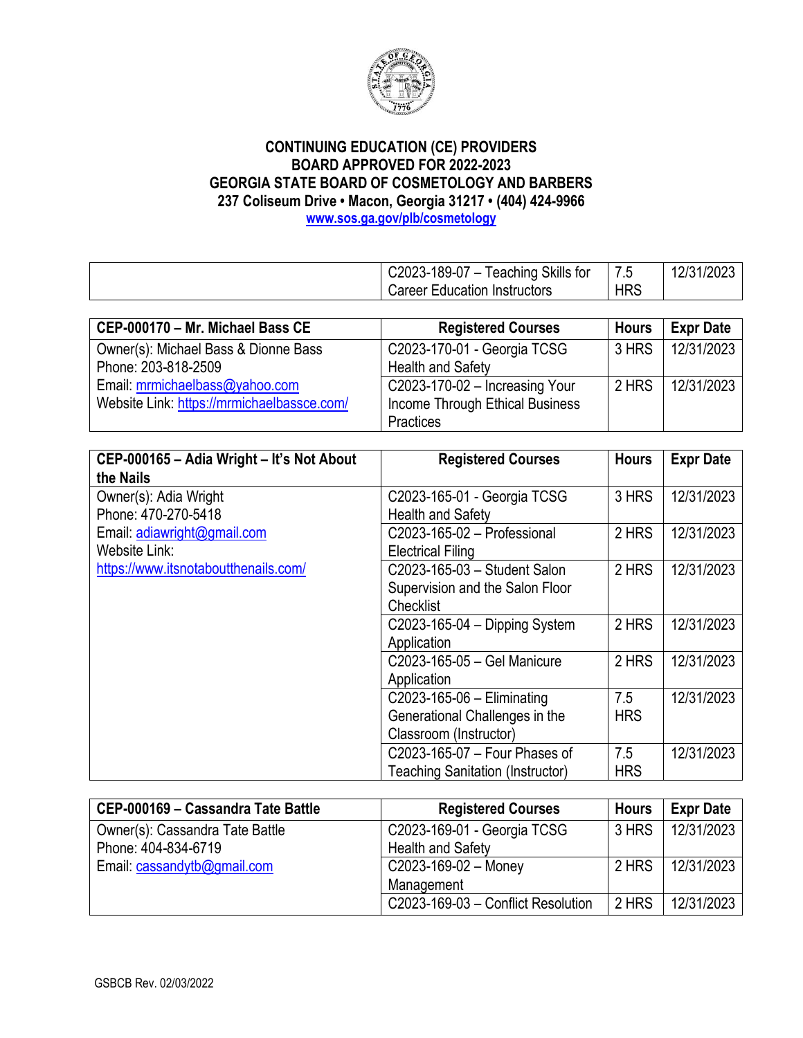**CONTINUING EDUCATION (CE) PROVIDERS**
**BOARD APPROVED FOR 2022-2023**
**GEORGIA STATE BOARD OF COSMETOLOGY AND BARBERS**
**237 Coliseum Drive • Macon, Georgia 31217 • (404) 424-9966**
**www.sos.ga.gov/plb/cosmetology**

| | | | |
|---|---|---|---|
| | C2023-189-07 – Teaching Skills for Career Education Instructors | 7.5 HRS | 12/31/2023 |

| CEP-000170 – Mr. Michael Bass CE | Registered Courses | Hours | Expr Date |
|---|---|---|---|
| Owner(s): Michael Bass & Dionne Bass<br>Phone: 203-818-2509<br>Email: mrmichaelbass@yahoo.com<br>Website Link: https://mrmichaelbassce.com/ | C2023-170-01 - Georgia TCSG Health and Safety | 3 HRS | 12/31/2023 |
| | C2023-170-02 – Increasing Your Income Through Ethical Business Practices | 2 HRS | 12/31/2023 |

| CEP-000165 – Adia Wright – It's Not About the Nails | Registered Courses | Hours | Expr Date |
|---|---|---|---|
| Owner(s): Adia Wright<br>Phone: 470-270-5418<br>Email: adiawright@gmail.com<br>Website Link:<br>https://www.itsnotaboutthenails.com/ | C2023-165-01 - Georgia TCSG Health and Safety | 3 HRS | 12/31/2023 |
| | C2023-165-02 – Professional Electrical Filing | 2 HRS | 12/31/2023 |
| | C2023-165-03 – Student Salon Supervision and the Salon Floor Checklist | 2 HRS | 12/31/2023 |
| | C2023-165-04 – Dipping System Application | 2 HRS | 12/31/2023 |
| | C2023-165-05 – Gel Manicure Application | 2 HRS | 12/31/2023 |
| | C2023-165-06 – Eliminating Generational Challenges in the Classroom (Instructor) | 7.5 HRS | 12/31/2023 |
| | C2023-165-07 – Four Phases of Teaching Sanitation (Instructor) | 7.5 HRS | 12/31/2023 |

| CEP-000169 – Cassandra Tate Battle | Registered Courses | Hours | Expr Date |
|---|---|---|---|
| Owner(s): Cassandra Tate Battle<br>Phone: 404-834-6719<br>Email: cassandytb@gmail.com | C2023-169-01 - Georgia TCSG Health and Safety | 3 HRS | 12/31/2023 |
| | C2023-169-02 – Money Management | 2 HRS | 12/31/2023 |
| | C2023-169-03 – Conflict Resolution | 2 HRS | 12/31/2023 |

GSBCB Rev. 02/03/2022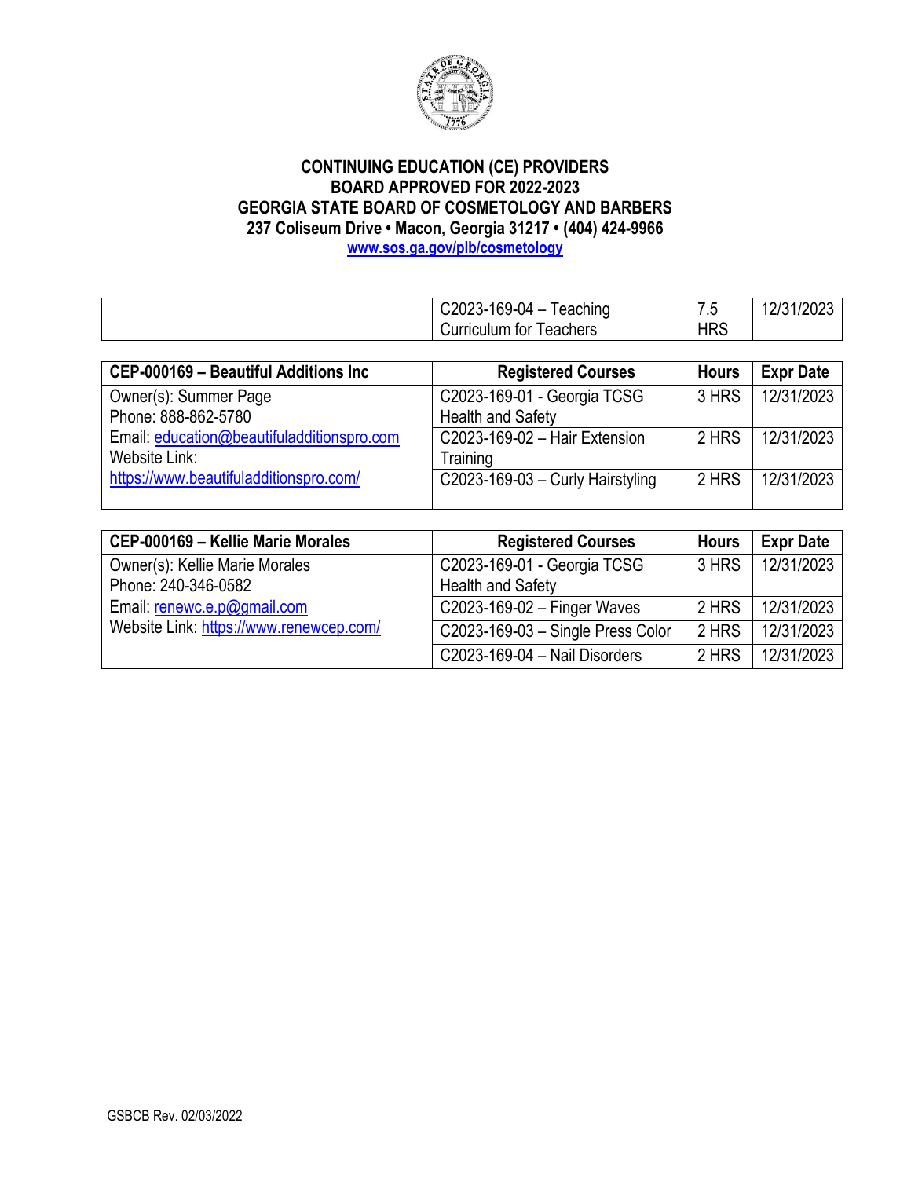**CONTINUING EDUCATION (CE) PROVIDERS**
**BOARD APPROVED FOR 2022-2023**
**GEORGIA STATE BOARD OF COSMETOLOGY AND BARBERS**
**237 Coliseum Drive • Macon, Georgia 31217 • (404) 424-9966**
**www.sos.ga.gov/plb/cosmetology**

| | | | |
|---|---|---|---|
| | C2023-169-04 – Teaching Curriculum for Teachers | 7.5 HRS | 12/31/2023 |

| CEP-000169 – Beautiful Additions Inc | Registered Courses | Hours | Expr Date |
|---|---|---|---|
| Owner(s): Summer Page<br>Phone: 888-862-5780<br>Email: education@beautifuladditionspro.com<br>Website Link: https://www.beautifuladditionspro.com/ | C2023-169-01 - Georgia TCSG Health and Safety | 3 HRS | 12/31/2023 |
| | C2023-169-02 – Hair Extension Training | 2 HRS | 12/31/2023 |
| | C2023-169-03 – Curly Hairstyling | 2 HRS | 12/31/2023 |

| CEP-000169 – Kellie Marie Morales | Registered Courses | Hours | Expr Date |
|---|---|---|---|
| Owner(s): Kellie Marie Morales<br>Phone: 240-346-0582<br>Email: renewc.e.p@gmail.com<br>Website Link: https://www.renewcep.com/ | C2023-169-01 - Georgia TCSG Health and Safety | 3 HRS | 12/31/2023 |
| | C2023-169-02 – Finger Waves | 2 HRS | 12/31/2023 |
| | C2023-169-03 – Single Press Color | 2 HRS | 12/31/2023 |
| | C2023-169-04 – Nail Disorders | 2 HRS | 12/31/2023 |

GSBCB Rev. 02/03/2022